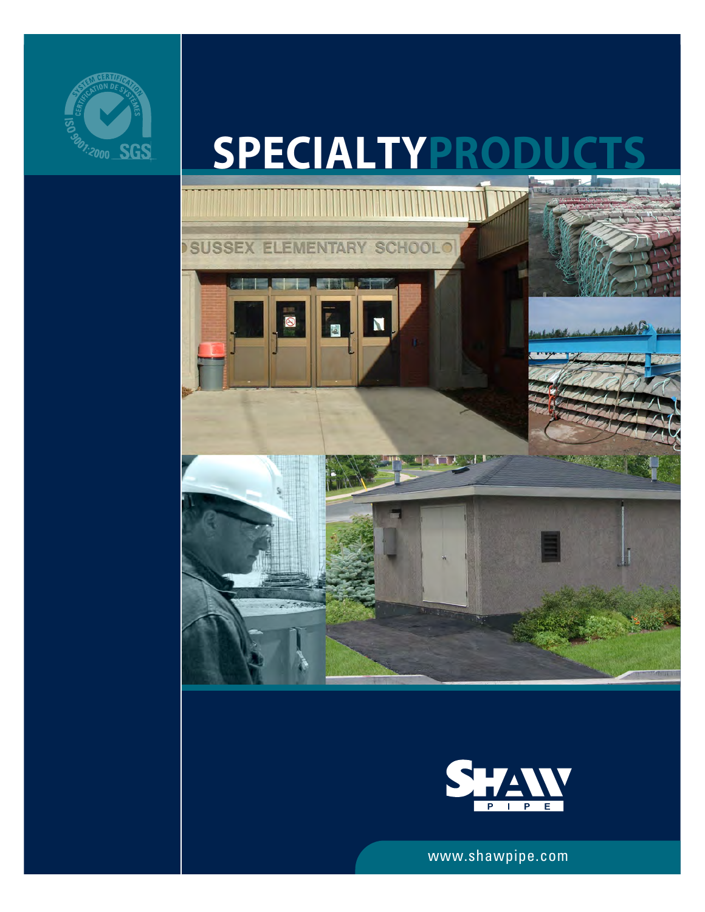# SPECIALTYPRODUCTS

www.shawpipe.com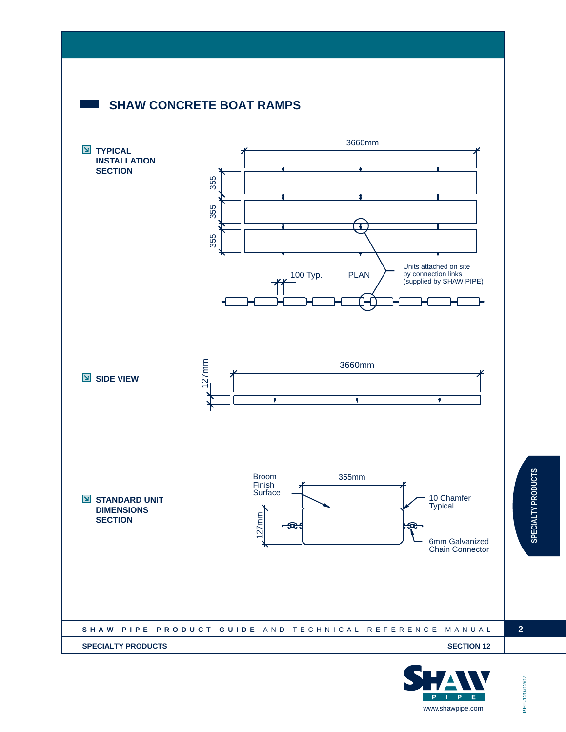## SHAW CONCRETE BOAT RAMPS

### TYPICAL INSTALLATION SECTION

3660mm

355

355

355

100 Typ.

PLAN

Units attached on site by connection links (supplied by SHAW PIPE)

### SIDE VIEW

3660mm

127mm

### STANDARD UNIT DIMENSIONS SECTION

Broom Finish Surface

355mm

10 Chamfer Typical

127mm

6mm Galvanized Chain Connector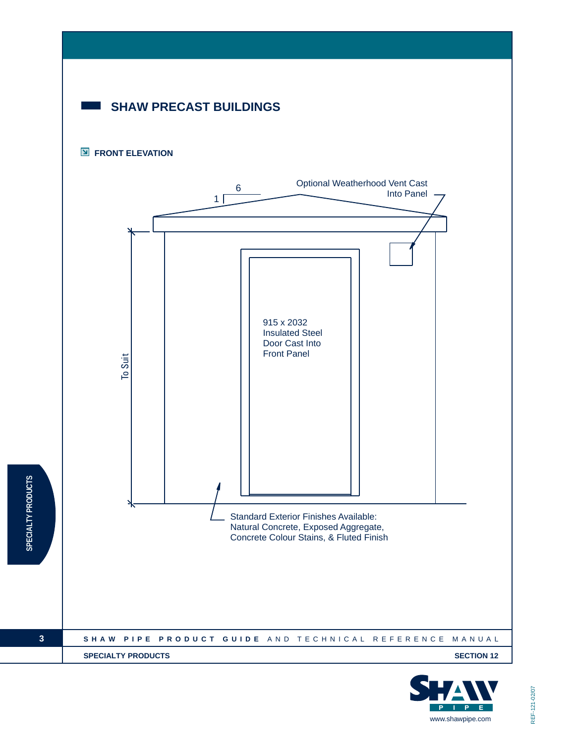## SHAW PRECAST BUILDINGS

### FRONT ELEVATION

6

1

Optional Weatherhood Vent Cast Into Panel

915 x 2032 Insulated Steel Door Cast Into Front Panel

To Suit

Standard Exterior Finishes Available: Natural Concrete, Exposed Aggregate, Concrete Colour Stains, & Fluted Finish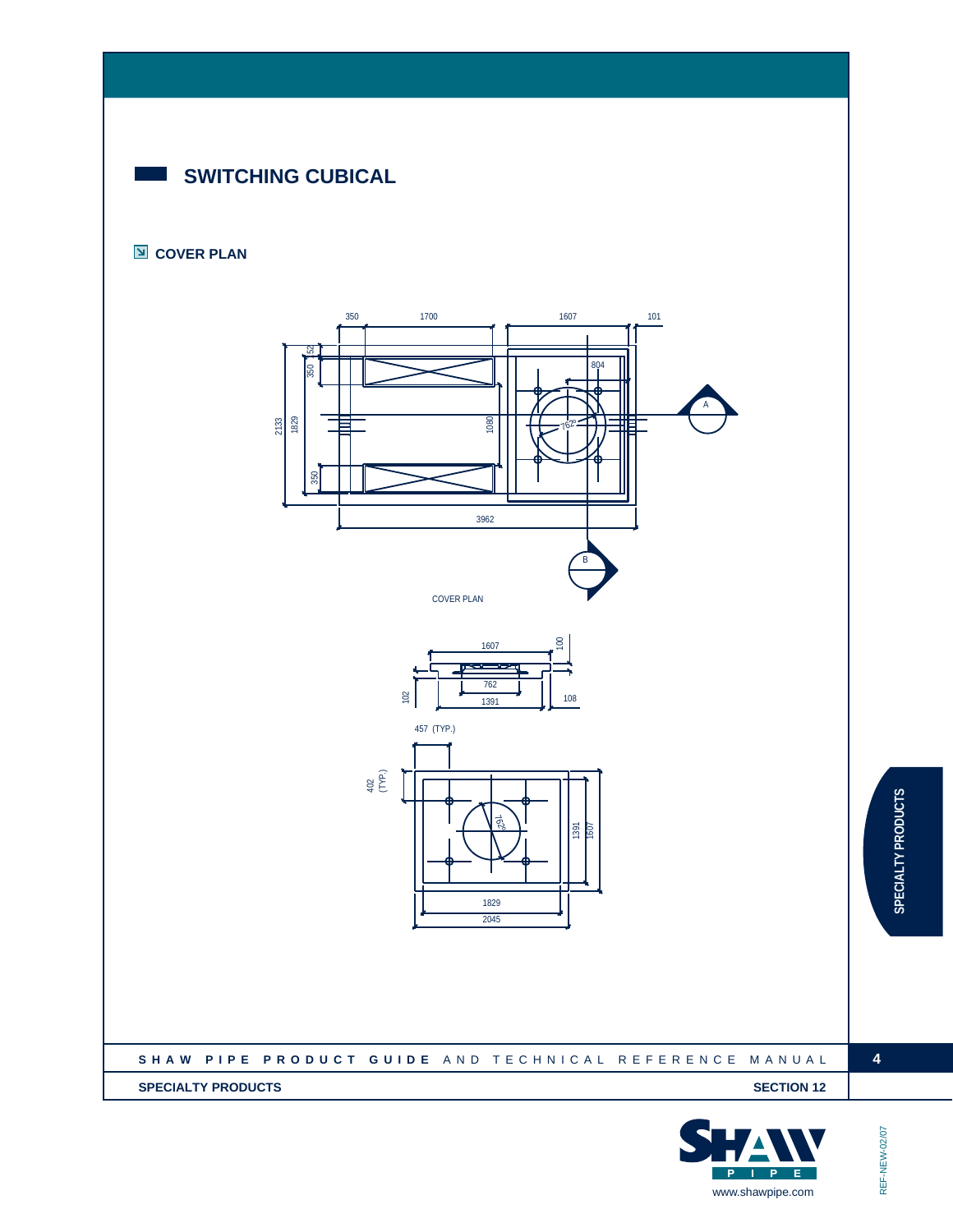# SWITCHING CUBICAL

## COVER PLAN

350 1700 1607 101

52

350

804

2133 1829

1080

762

350

3962

A

B

COVER PLAN

1607 100

762

102 1391 108

457 (TYP.)

402 (TYP.)

762

1391 1607

1829

2045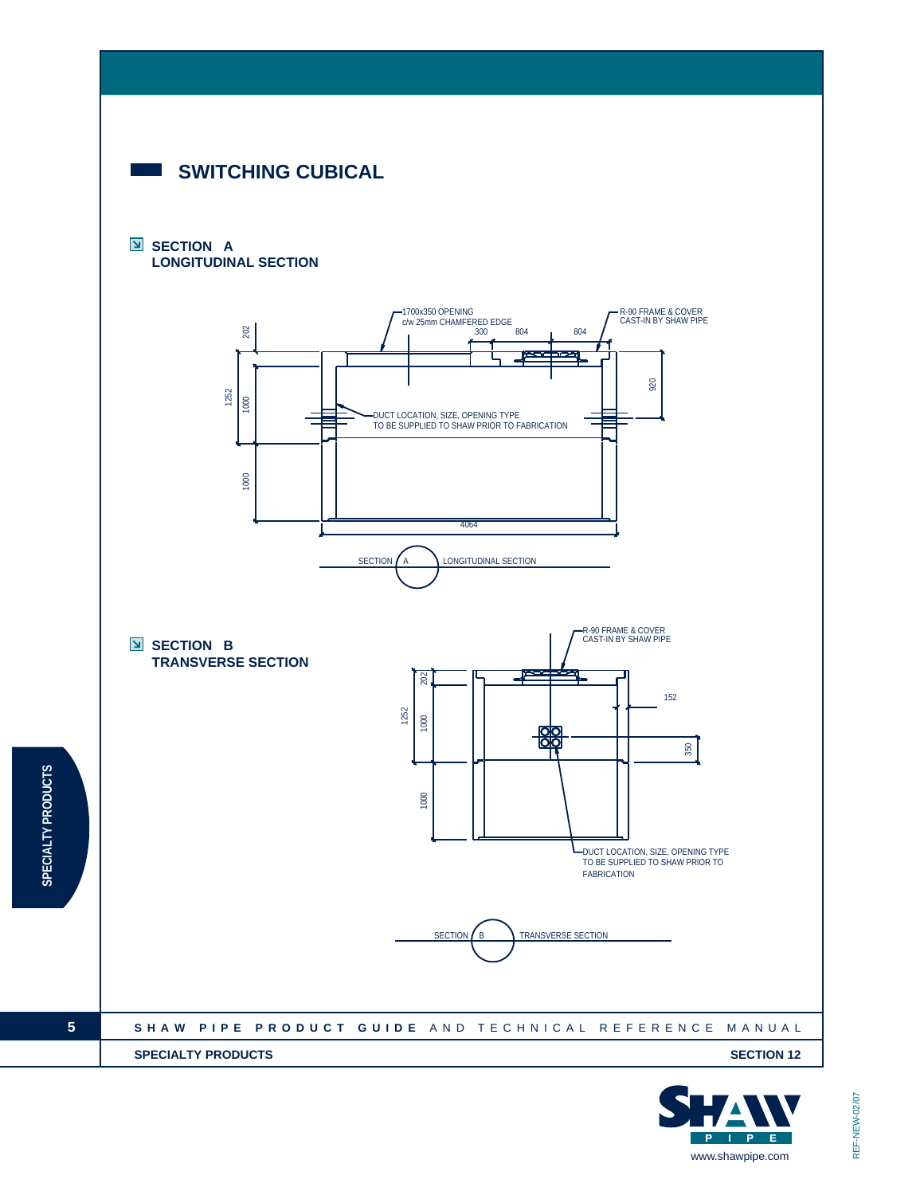## SWITCHING CUBICAL

### SECTION A
### LONGITUDINAL SECTION

1700x350 OPENING
c/w 25mm CHAMFERED EDGE

R-90 FRAME & COVER
CAST-IN BY SHAW PIPE

300 804 804

202

1252

1000

920

DUCT LOCATION, SIZE, OPENING TYPE
TO BE SUPPLIED TO SHAW PRIOR TO FABRICATION

1000

4064

SECTION A LONGITUDINAL SECTION

### SECTION B
### TRANSVERSE SECTION

R-90 FRAME & COVER
CAST-IN BY SHAW PIPE

202

1252

1000

152

350

1000

DUCT LOCATION, SIZE, OPENING TYPE
TO BE SUPPLIED TO SHAW PRIOR TO
FABRICATION

SECTION B TRANSVERSE SECTION

SPECIALTY PRODUCTS

SHAW PIPE PRODUCT GUIDE AND TECHNICAL REFERENCE MANUAL

SPECIALTY PRODUCTS SECTION 12

www.shawpipe.com

REF-NEW-02/07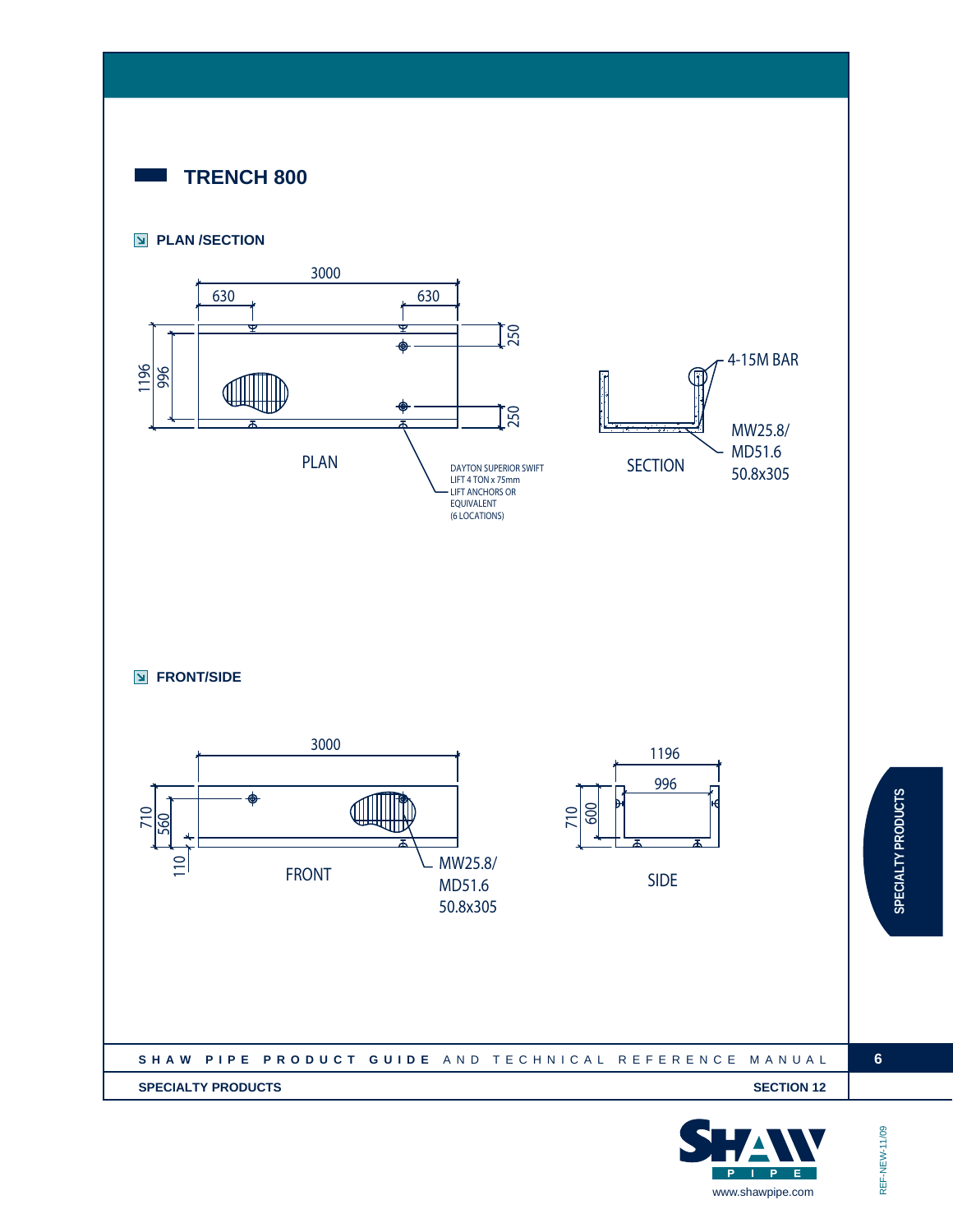# TRENCH 800

## PLAN /SECTION

3000

630 630

1196 996

250

250

PLAN

DAYTON SUPERIOR SWIFT LIFT 4 TON x 75mm LIFT ANCHORS OR EQUIVALENT (6 LOCATIONS)

4-15M BAR

SECTION

MW25.8/ MD51.6 50.8x305

## FRONT/SIDE

3000

710 560

110

FRONT

MW25.8/ MD51.6 50.8x305

1196

996

710 600

SIDE

SPECIALTY PRODUCTS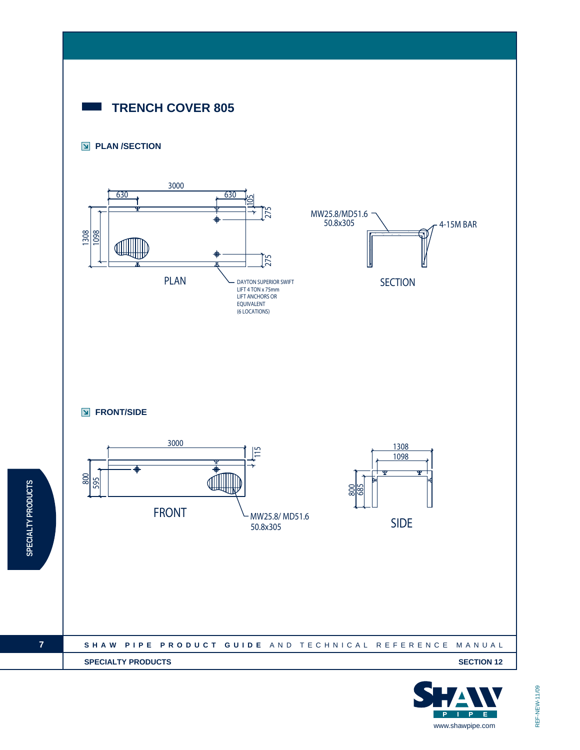# TRENCH COVER 805

## PLAN /SECTION

3000

630

630

105

275

1308

1098

275

PLAN

DAYTON SUPERIOR SWIFT LIFT 4 TON x 75mm LIFT ANCHORS OR EQUIVALENT (6 LOCATIONS)

MW25.8/MD51.6 50.8x305

4-15M BAR

SECTION

## FRONT/SIDE

3000

115

800

595

FRONT

MW25.8/ MD51.6 50.8x305

1308

1098

800

685

SIDE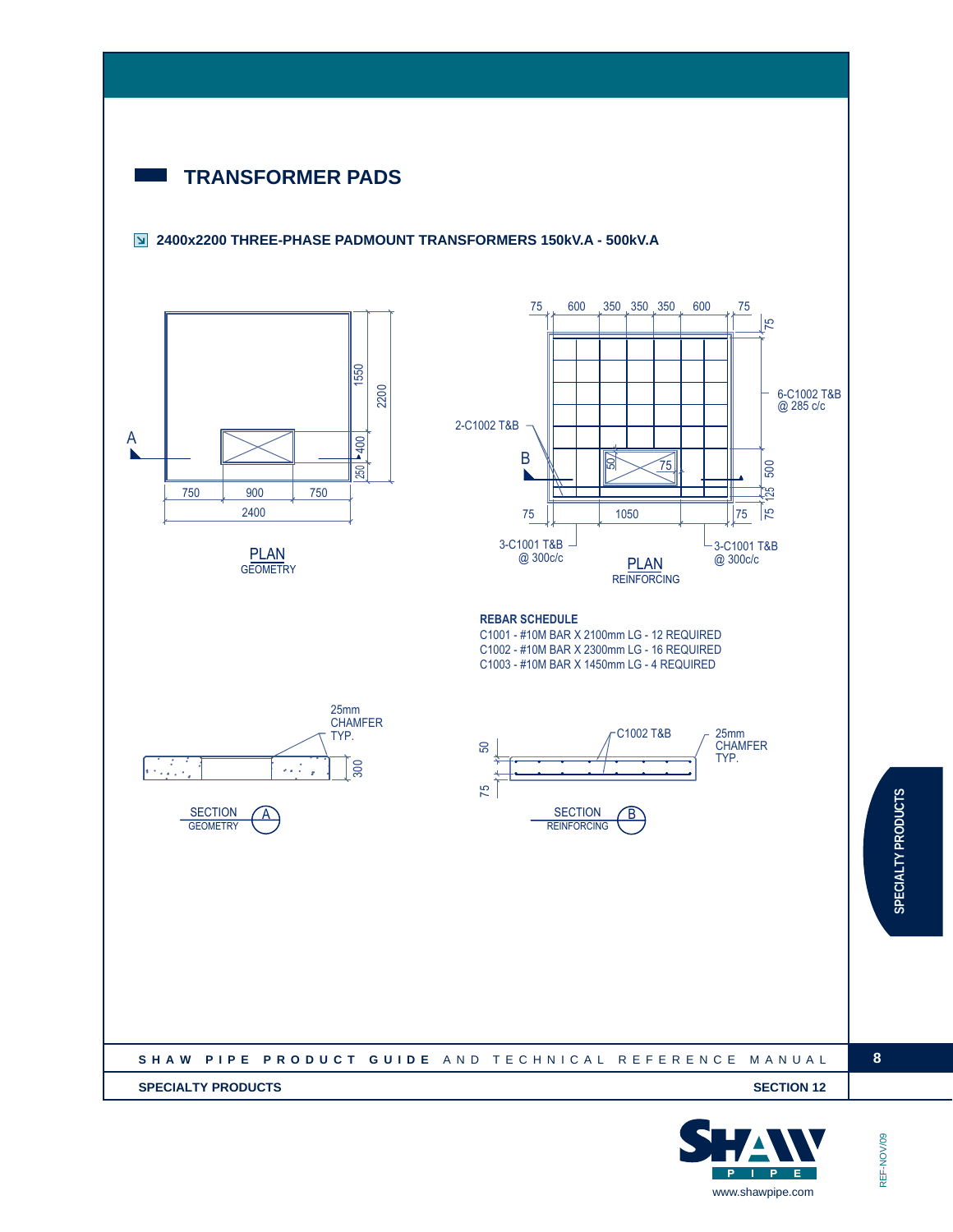# TRANSFORMER PADS

## 2400x2200 THREE-PHASE PADMOUNT TRANSFORMERS 150kV.A - 500kV.A

750 | 900 | 750

2400

1550 | 400 | 250

2200

A

PLAN
GEOMETRY

75 | 600 | 350 | 350 | 350 | 600 | 75

75

6-C1002 T&B
@ 285 c/c

2-C1002 T&B

B

50 | 75

500

125

75

75 | 1050 | 75

3-C1001 T&B
@ 300c/c

3-C1001 T&B
@ 300c/c

PLAN
REINFORCING

**REBAR SCHEDULE**

C1001 - #10M BAR X 2100mm LG - 12 REQUIRED
C1002 - #10M BAR X 2300mm LG - 16 REQUIRED
C1003 - #10M BAR X 1450mm LG - 4 REQUIRED

25mm
CHAMFER
TYP.

300

SECTION (A)
GEOMETRY

50

75

C1002 T&B

25mm
CHAMFER
TYP.

SECTION (B)
REINFORCING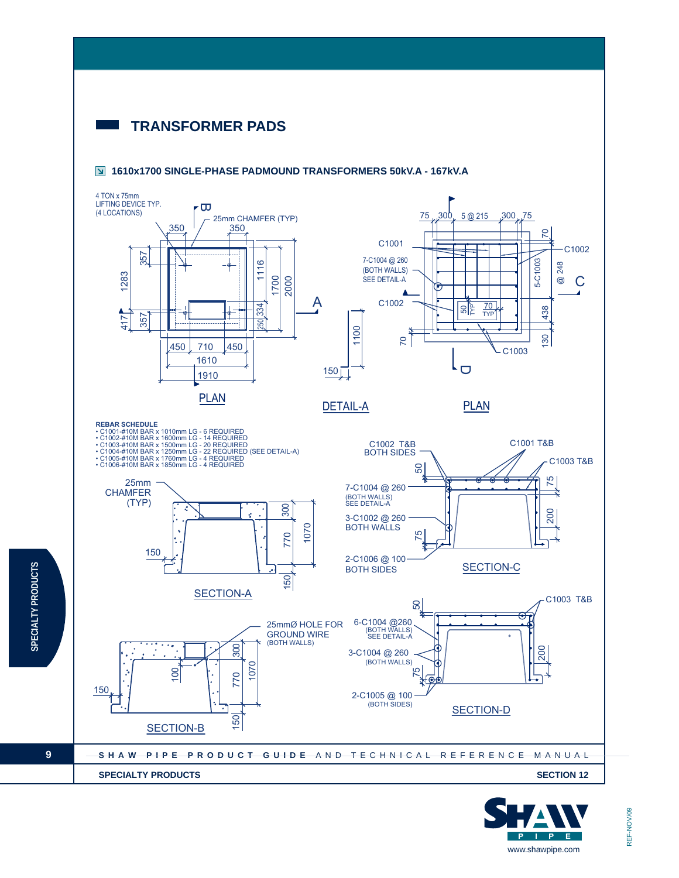## TRANSFORMER PADS

### 1610x1700 SINGLE-PHASE PADMOUND TRANSFORMERS 50kV.A - 167kV.A

4 TON x 75mm LIFTING DEVICE TYP. (4 LOCATIONS)

25mm CHAMFER (TYP)

PLAN

DETAIL-A

PLAN

C1001

7-C1004 @ 260 (BOTH WALLS) SEE DETAIL-A

C1002

5-C1003 @ 248

C1003

**REBAR SCHEDULE**

- C1001-#10M BAR x 1010mm LG - 6 REQUIRED
- C1002-#10M BAR x 1600mm LG - 14 REQUIRED
- C1003-#10M BAR x 1500mm LG - 20 REQUIRED
- C1004-#10M BAR x 1250mm LG - 22 REQUIRED (SEE DETAIL-A)
- C1005-#10M BAR x 1760mm LG - 4 REQUIRED
- C1006-#10M BAR x 1850mm LG - 4 REQUIRED

25mm CHAMFER (TYP)

SECTION-A

C1002 T&B BOTH SIDES

C1001 T&B

C1003 T&B

7-C1004 @ 260 (BOTH WALLS) SEE DETAIL-A

3-C1002 @ 260 BOTH WALLS

2-C1006 @ 100 BOTH SIDES

SECTION-C

25mmØ HOLE FOR GROUND WIRE (BOTH WALLS)

SECTION-B

6-C1004 @260 (BOTH WALLS) SEE DETAIL-A

3-C1004 @ 260 (BOTH WALLS)

2-C1005 @ 100 (BOTH SIDES)

C1003 T&B

SECTION-D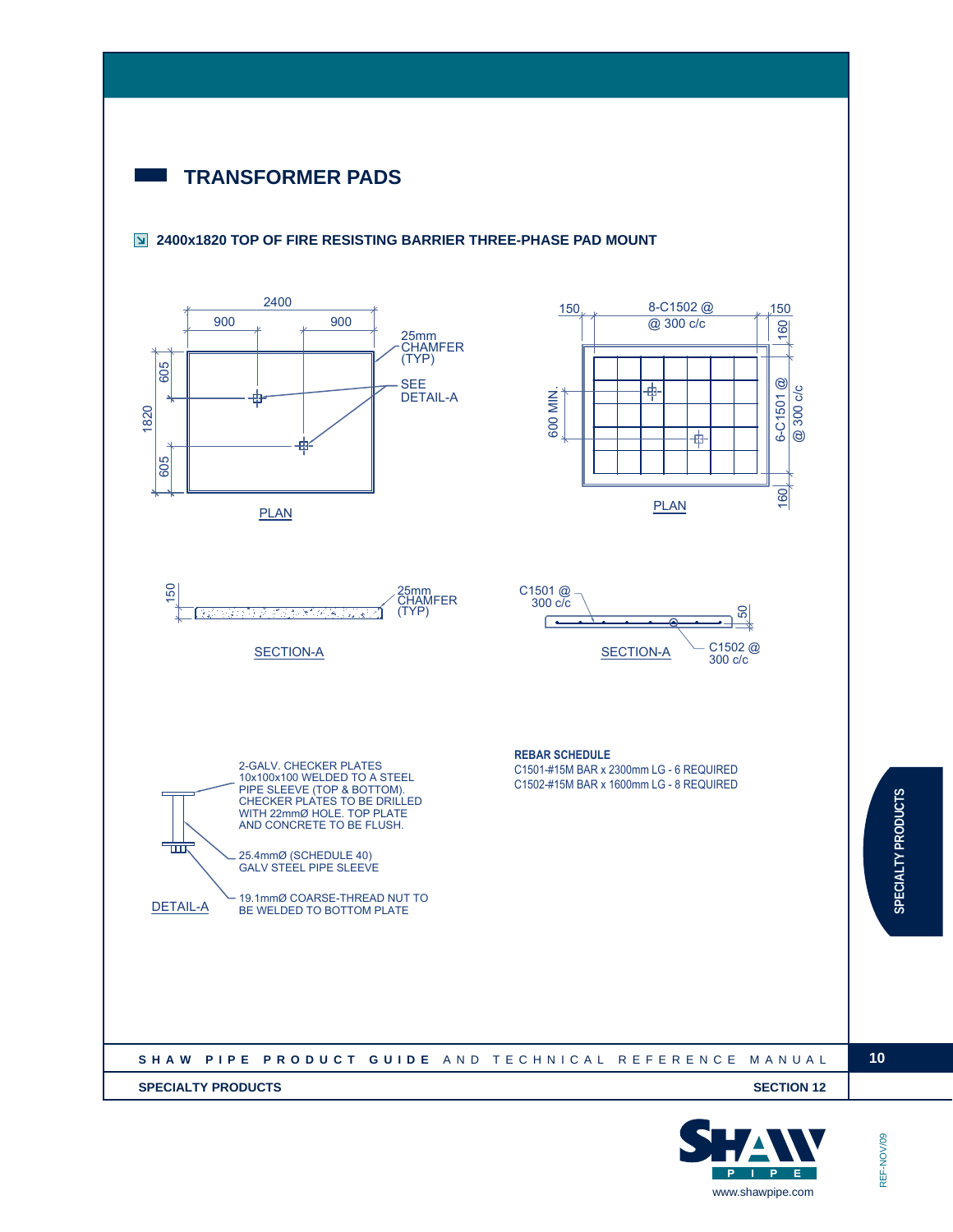# TRANSFORMER PADS

## 2400x1820 TOP OF FIRE RESISTING BARRIER THREE-PHASE PAD MOUNT

2400

900 900

25mm CHAMFER (TYP)

SEE DETAIL-A

1820

605

605

PLAN

150 8-C1502 @ @ 300 c/c 150

160

600 MIN.

6-C1501 @ @ 300 c/c

160

PLAN

150

25mm CHAMFER (TYP)

SECTION-A

C1501 @ 300 c/c

50

SECTION-A

C1502 @ 300 c/c

2-GALV. CHECKER PLATES 10x100x100 WELDED TO A STEEL PIPE SLEEVE (TOP & BOTTOM). CHECKER PLATES TO BE DRILLED WITH 22mmØ HOLE. TOP PLATE AND CONCRETE TO BE FLUSH.

25.4mmØ (SCHEDULE 40) GALV STEEL PIPE SLEEVE

19.1mmØ COARSE-THREAD NUT TO BE WELDED TO BOTTOM PLATE

DETAIL-A

**REBAR SCHEDULE**

C1501-#15M BAR x 2300mm LG - 6 REQUIRED

C1502-#15M BAR x 1600mm LG - 8 REQUIRED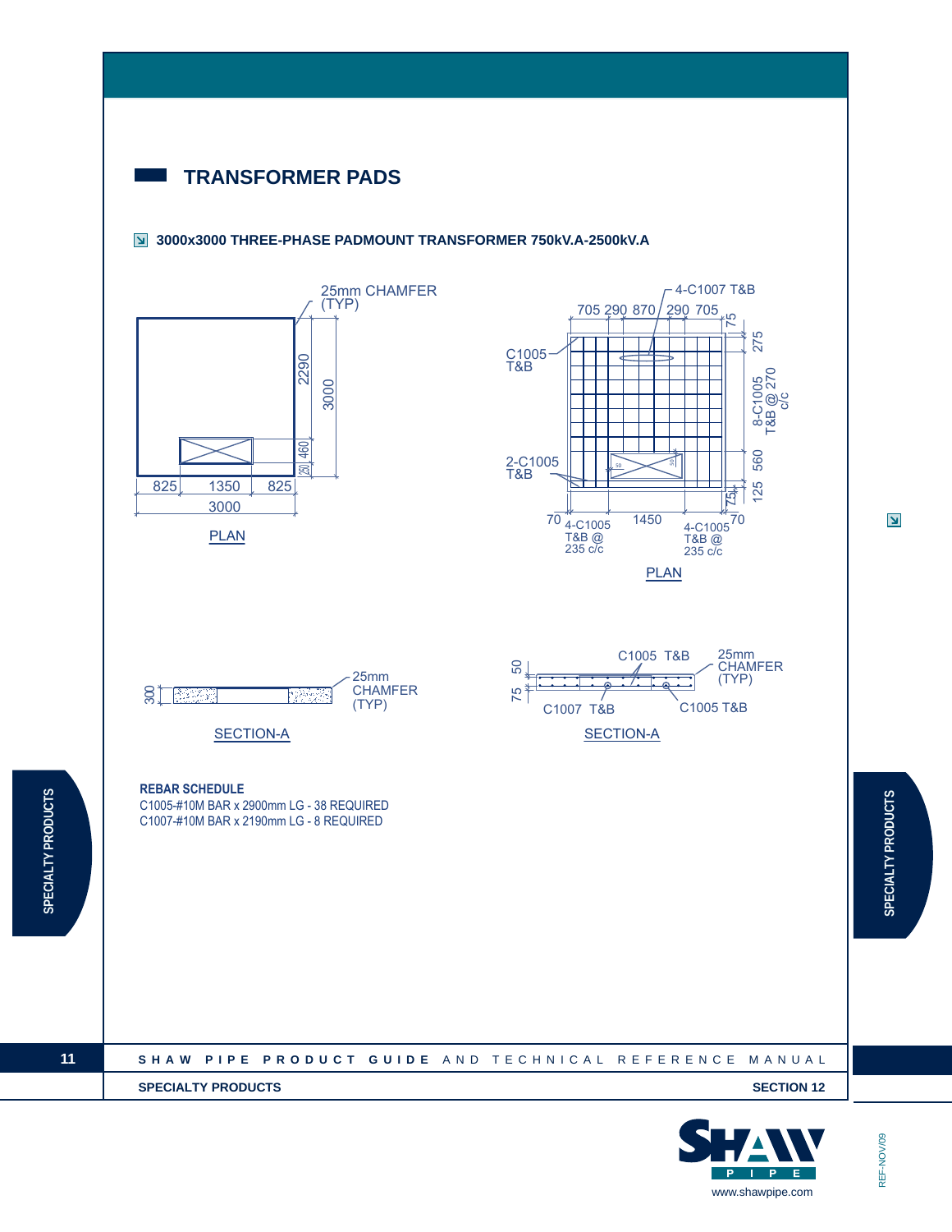## TRANSFORMER PADS

### 3000x3000 THREE-PHASE PADMOUNT TRANSFORMER 750kV.A-2500kV.A

25mm CHAMFER (TYP)

2290
3000
460
250

825 1350 825
3000

PLAN

4-C1007 T&B

705 290 870 290 705

75
275
8-C1005 T&B @ 270 c/c
560
125
75

C1005 T&B

2-C1005 T&B

70 1450 70

4-C1005 T&B @ 235 c/c

4-C1005 T&B @ 235 c/c

PLAN

300

25mm CHAMFER (TYP)

SECTION-A

50
75

C1005 T&B

25mm CHAMFER (TYP)

C1007 T&B

C1005 T&B

SECTION-A

**REBAR SCHEDULE**

C1005-#10M BAR x 2900mm LG - 38 REQUIRED

C1007-#10M BAR x 2190mm LG - 8 REQUIRED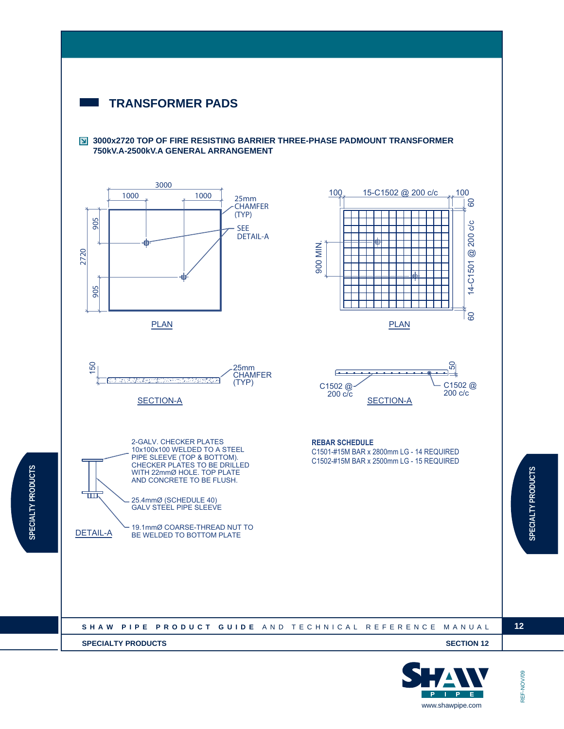## TRANSFORMER PADS

**3000x2720 TOP OF FIRE RESISTING BARRIER THREE-PHASE PADMOUNT TRANSFORMER 750kV.A-2500kV.A GENERAL ARRANGEMENT**

3000

1000 1000

25mm CHAMFER (TYP)

SEE DETAIL-A

905

2720

905

PLAN

100 15-C1502 @ 200 c/c 100

60

900 MIN.

14-C1501 @ 200 c/c

60

PLAN

150

25mm CHAMFER (TYP)

SECTION-A

50

C1502 @ 200 c/c

C1502 @ 200 c/c

SECTION-A

2-GALV. CHECKER PLATES 10x100x100 WELDED TO A STEEL PIPE SLEEVE (TOP & BOTTOM). CHECKER PLATES TO BE DRILLED WITH 22mmØ HOLE. TOP PLATE AND CONCRETE TO BE FLUSH.

25.4mmØ (SCHEDULE 40) GALV STEEL PIPE SLEEVE

19.1mmØ COARSE-THREAD NUT TO BE WELDED TO BOTTOM PLATE

DETAIL-A

**REBAR SCHEDULE**

C1501-#15M BAR x 2800mm LG - 14 REQUIRED
C1502-#15M BAR x 2500mm LG - 15 REQUIRED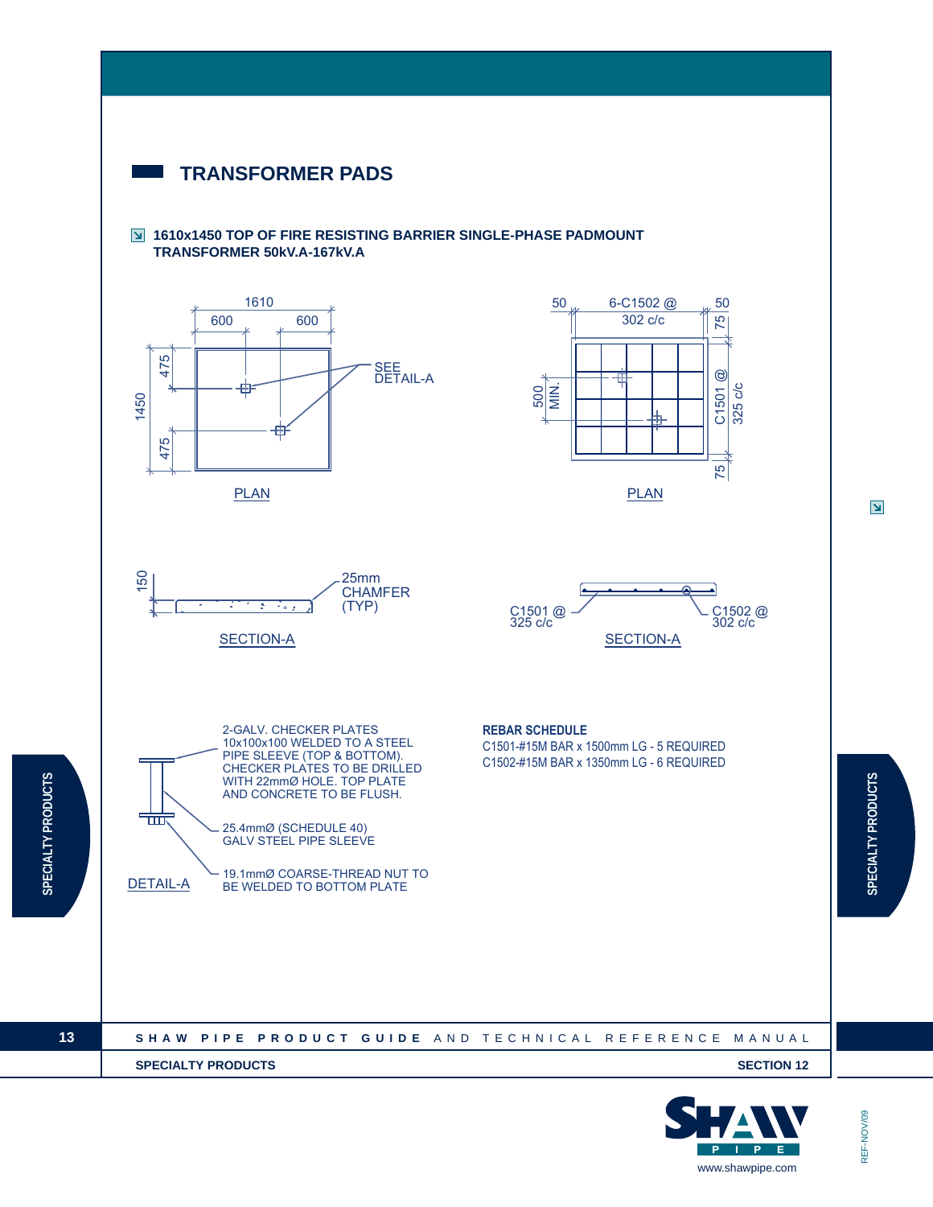# TRANSFORMER PADS

## 1610x1450 TOP OF FIRE RESISTING BARRIER SINGLE-PHASE PADMOUNT TRANSFORMER 50kV.A-167kV.A

1610
600 600
1450
475
475
SEE DETAIL-A

PLAN

50 6-C1502 @ 302 c/c 50
75
500 MIN.
C1501 @ 325 c/c
75

PLAN

150
25mm CHAMFER (TYP)

SECTION-A

C1501 @ 325 c/c
C1502 @ 302 c/c

SECTION-A

2-GALV. CHECKER PLATES 10x100x100 WELDED TO A STEEL PIPE SLEEVE (TOP & BOTTOM). CHECKER PLATES TO BE DRILLED WITH 22mmØ HOLE. TOP PLATE AND CONCRETE TO BE FLUSH.

25.4mmØ (SCHEDULE 40) GALV STEEL PIPE SLEEVE

19.1mmØ COARSE-THREAD NUT TO BE WELDED TO BOTTOM PLATE

DETAIL-A

**REBAR SCHEDULE**

C1501-#15M BAR x 1500mm LG - 5 REQUIRED

C1502-#15M BAR x 1350mm LG - 6 REQUIRED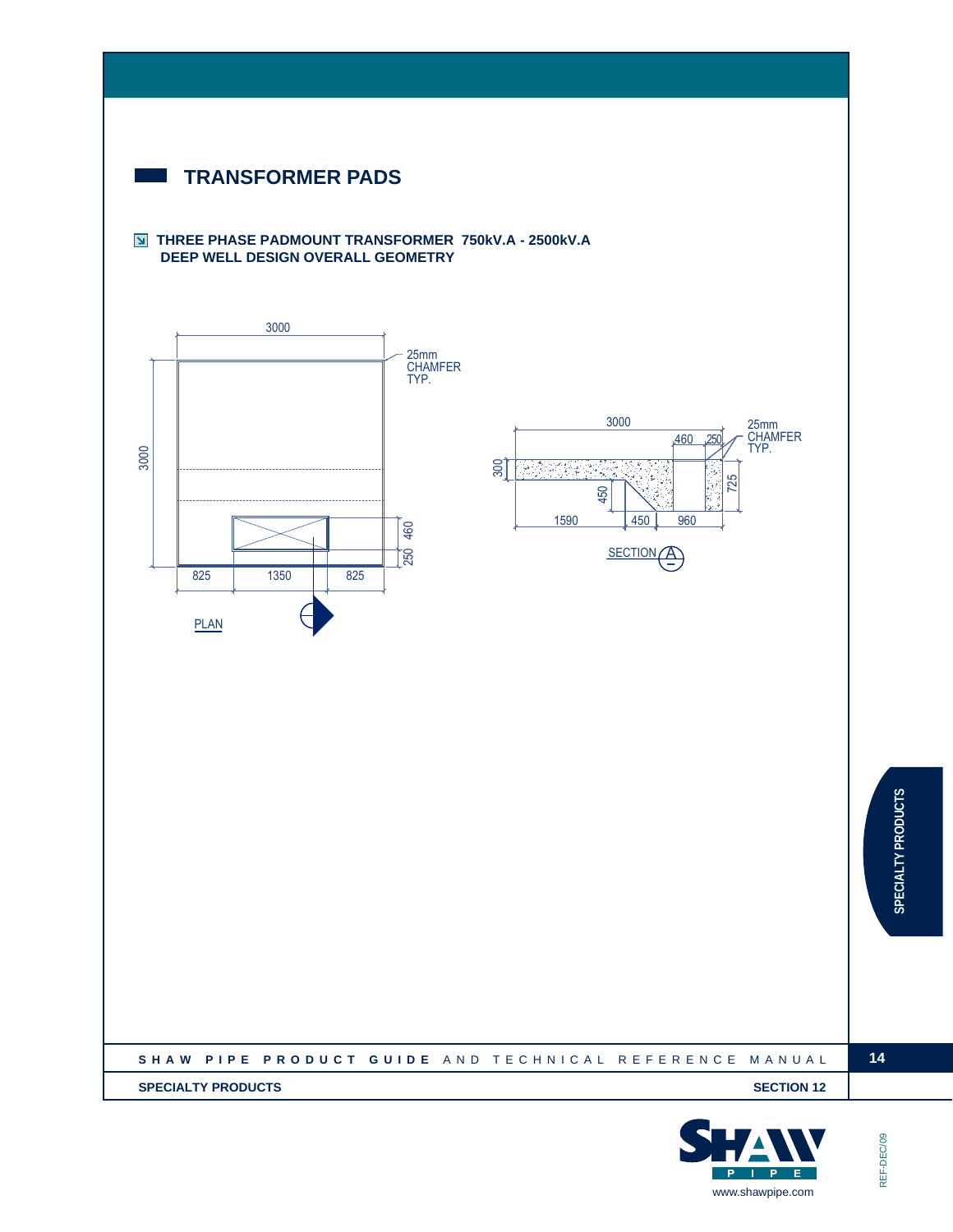# TRANSFORMER PADS

**THREE PHASE PADMOUNT TRANSFORMER 750kV.A - 2500kV.A DEEP WELL DESIGN OVERALL GEOMETRY**

3000

25mm CHAMFER TYP.

3000

460

250

825 1350 825

PLAN

3000

460 250

25mm CHAMFER TYP.

300

450

725

1590 450 960

SECTION A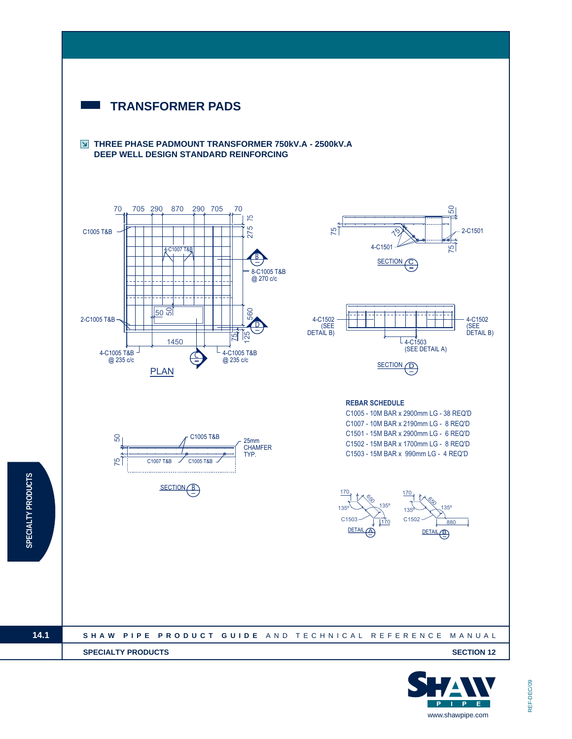# TRANSFORMER PADS

## THREE PHASE PADMOUNT TRANSFORMER 750kV.A - 2500kV.A DEEP WELL DESIGN STANDARD REINFORCING

**REBAR SCHEDULE**

C1005 - 10M BAR x 2900mm LG - 38 REQ'D
C1007 - 10M BAR x 2190mm LG - 8 REQ'D
C1501 - 15M BAR x 2900mm LG - 6 REQ'D
C1502 - 15M BAR x 1700mm LG - 8 REQ'D
C1503 - 15M BAR x 990mm LG - 4 REQ'D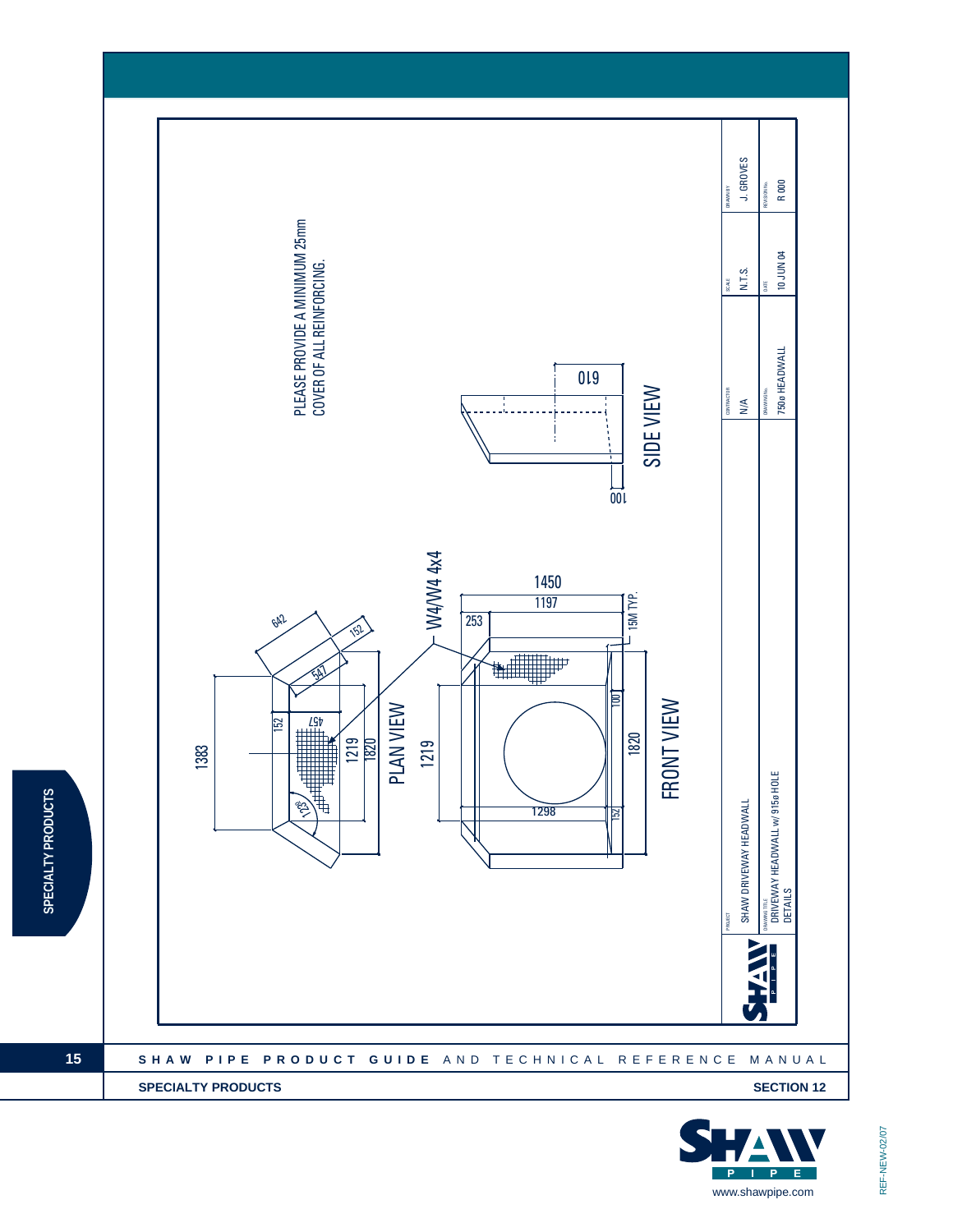PLEASE PROVIDE A MINIMUM 25mm COVER OF ALL REINFORCING.

SIDE VIEW

610

100

PLAN VIEW

642

152

547

152

457

1383

1219

1820

128

W4/W4 4x4

FRONT VIEW

1450

1197

253

15M TYP.

1219

100

1820

1298

152

| | |
|---|---|
| PROJECT | SHAW DRIVEWAY HEADWALL |
| DRAWING TITLE | DRIVEWAY HEADWALL w/ 915ø HOLE DETAILS |
| CONTRACTOR | N/A |
| DRAWING No. | 750ø HEADWALL |
| SCALE | N.T.S. |
| DATE | 10 JUN 04 |
| DRAWN BY | J. GROVES |
| REVISION No. | R 000 |

SPECIALTY PRODUCTS

SECTION 12

www.shawpipe.com

REF-NEW-02/07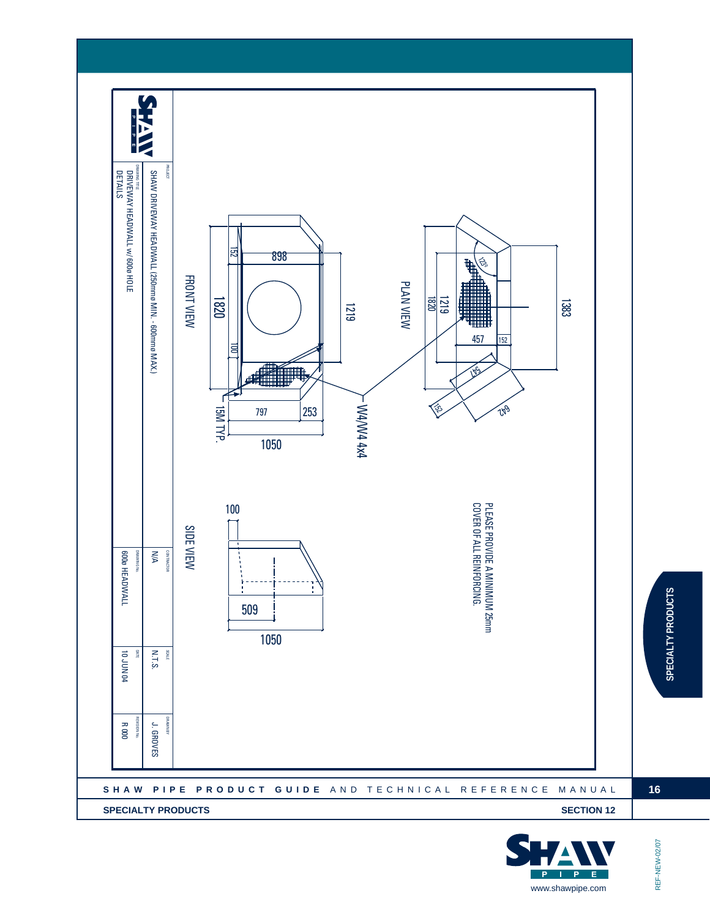PROJECT

SHAW DRIVEWAY HEADWALL (250mmø MIN. - 600mmø MAX.)

DRAWING TITLE

DRIVEWAY HEADWALL w/ 600ø HOLE DETAILS

| CONTRACTOR | SCALE | DRAWN BY |
|---|---|---|
| N/A | N.T.S. | J. GROVES |
| **DRAWING No.** | **DATE** | **REVISION No.** |
| 600ø HEADWALL | 10 JUN 04 | R 000 |

FRONT VIEW

1820

152

898

100

1219

797

253

1050

15M TYP.

W4/W4 4x4

PLAN VIEW

1219

1820

123°

457

152

547

152

642

1383

SIDE VIEW

100

509

1050

PLEASE PROVIDE A MINIMUM 25mm COVER OF ALL REINFORCING.

**SHAW PIPE PRODUCT GUIDE** AND TECHNICAL REFERENCE MANUAL

**SPECIALTY PRODUCTS**

**SECTION 12**

www.shawpipe.com

REF-NEW-02/07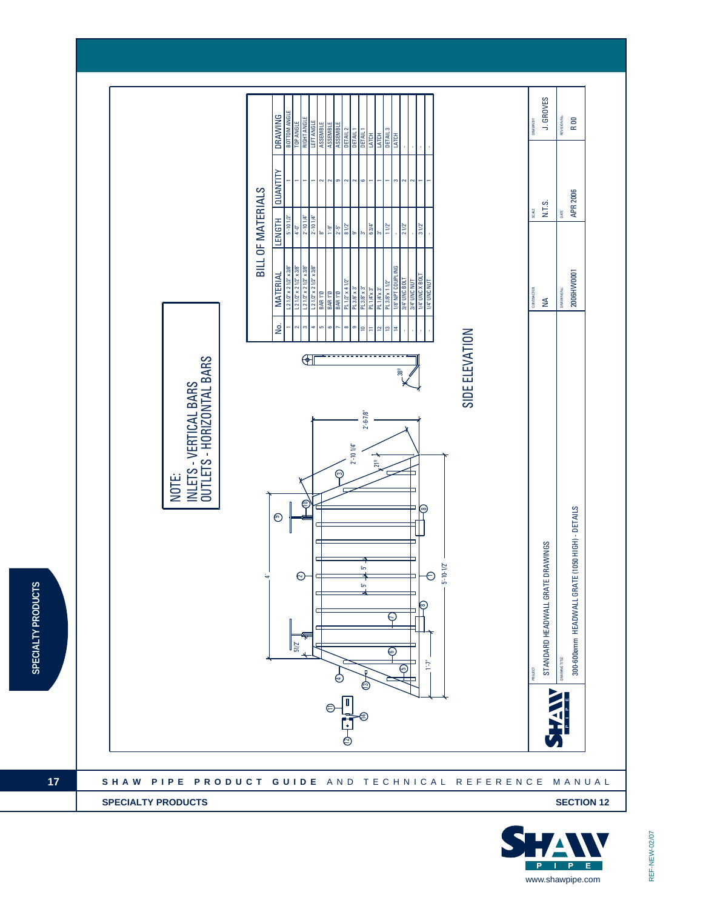NOTE:
INLETS - VERTICAL BARS
OUTLETS - HORIZONTAL BARS

## BILL OF MATERIALS

| No. | MATERIAL | LENGTH | QUANTITY | DRAWING |
|---|---|---|---|---|
| 1 | L 2 1/2" x 2 1/2" x 3/8" | 5'-10 1/2" | 1 | BOTTOM ANGLE |
| 2 | L 2 1/2" x 2 1/2" x 3/8" | 4'-0" | 1 | TOP ANGLE |
| 3 | L 2 1/2" x 2 1/2" x 3/8" | 2'-10 1/4" | 1 | RIGHT ANGLE |
| 4 | L 2 1/2" x 2 1/2" x 3/8" | 2'-10 1/4" | 1 | LEFT ANGLE |
| 5 | BAR 1"Ø | 8" | 2 | ASSEMBLE |
| 6 | BAR 1"Ø | 1'-9" | 2 | ASSEMBLE |
| 7 | BAR 1"Ø | 2'-5" | 9 | ASSEMBLE |
| 8 | PL 1/2" x 4 1/2" | 8 1/2" | 2 | DETAIL 2 |
| 9 | PL 3/8" x 3" | 9" | 2 | DETAIL 1 |
| 10 | PL 3/8" x 3" | 3" | 6 | DETAIL 1 |
| 11 | PL 1/4" x 3" | 6 3/4" | 1 | LATCH |
| 12 | PL 1/4" x 3" | 3" | 1 | LATCH |
| 13 | PL 3/8" x 1 1/2" | 1 1/2" | 1 | DETAIL 3 |
| 14 | 1/8" NPT COUPLING | - | 3 | LATCH |
| - | 3/4" UNC BOLT | 2 1/2" | 2 | - |
| - | 3/4" UNC NUT | - | 2 | - |
| - | 1/4" UNC x BOLT | 3 1/2" | 1 | - |
| - | 1/4" UNC NUT | - | 1 | - |

SIDE ELEVATION

PROJECT: STANDARD HEADWALL GRATE DRAWINGS
DRAWING TITLE: 300-600mm HEADWALL GRATE (1050 HIGH) - DETAILS
CONTRACTOR: NA
DRAWING No.: 2006HW0001
SCALE: N.T.S.
DATE: APR 2006
DRAWN BY: J. GROVES
REVISION No.: R 00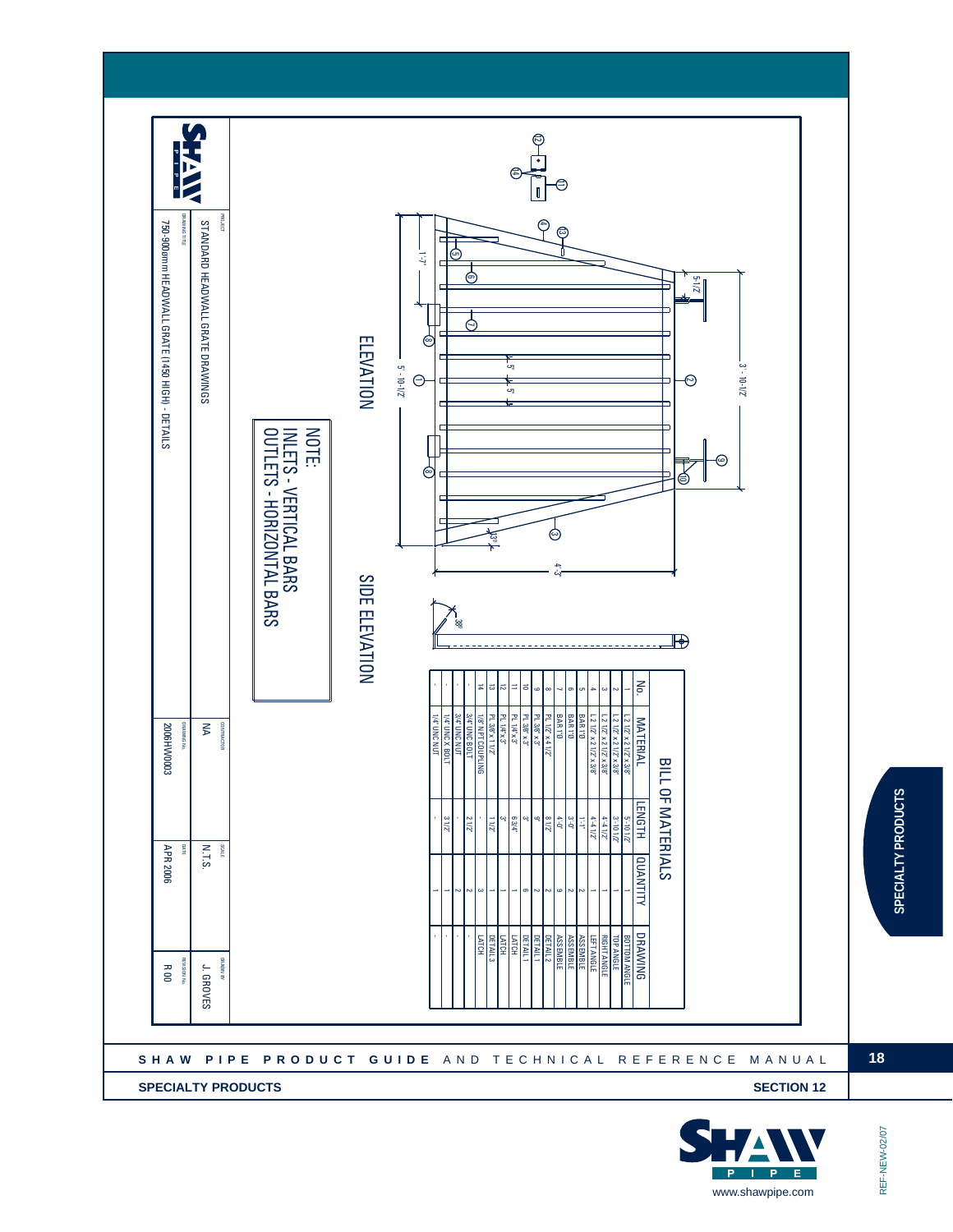# BILL OF MATERIALS

| No. | MATERIAL | LENGTH | QUANTITY | DRAWING |
|---|---|---|---|---|
| 1 | L 2 1/2" x 2 1/2" x 3/8" | 5'-10 1/2" | 1 | BOTTOM ANGLE |
| 2 | L 2 1/2" x 2 1/2" x 3/8" | 3'-10 1/2" | 1 | TOP ANGLE |
| 3 | L 2 1/2" x 2 1/2" x 3/8" | 4'-4 1/2" | 1 | RIGHT ANGLE |
| 4 | L 2 1/2" x 2 1/2" x 3/8" | 4'-4 1/2" | 1 | LEFT ANGLE |
| 5 | BAR 1"Ø | 1'-1" | 2 | ASSEMBLE |
| 6 | BAR 1"Ø | 3'-0" | 2 | ASSEMBLE |
| 7 | BAR 1"Ø | 4'-0" | 9 | ASSEMBLE |
| 8 | PL 1/2" x 4 1/2" | 8 1/2" | 2 | DETAIL 2 |
| 9 | PL 3/8" x 3" | 9" | 2 | DETAIL 1 |
| 10 | PL 3/8" x 3" | 3" | 2 | DETAIL 1 |
| 11 | PL 1/4" x 3" | 6 3/4" | 1 | LATCH |
| 12 | PL 1/4" x 3" | 3" | 1 | LATCH |
| 13 | PL 3/8" x 1 1/2" | 1 1/2" | 1 | DETAIL 3 |
| 14 | 1/8" NPT COUPLING | - | 3 | LATCH |
| - | 3/4" UNC BOLT | 2 1/2" | 2 | - |
| - | 3/4" UNC NUT | - | 2 | - |
| - | 1/4" UNC X BOLT | 3 1/2" | 1 | - |
| - | 1/4" UNC NUT | - | 1 | - |

ELEVATION

SIDE ELEVATION

NOTE:
INLETS - VERTICAL BARS
OUTLETS - HORIZONTAL BARS

1'-7" 5'-10-1/2" 3'-10-1/2" 5-1/2" 5" 5" 4'-3" 33° 38°

| PROJECT | CONTRACTOR | SCALE | DRAWN BY |
|---|---|---|---|
| STANDARD HEADWALL GRATE DRAWINGS | NA | N.T.S. | J. GROVES |
| **DRAWING TITLE** | **DRAWING No.** | **DATE** | **REVISION No.** |
| 750-900mm HEADWALL GRATE (1450 HIGH) - DETAILS | 2006HW0003 | APR 2006 | R 00 |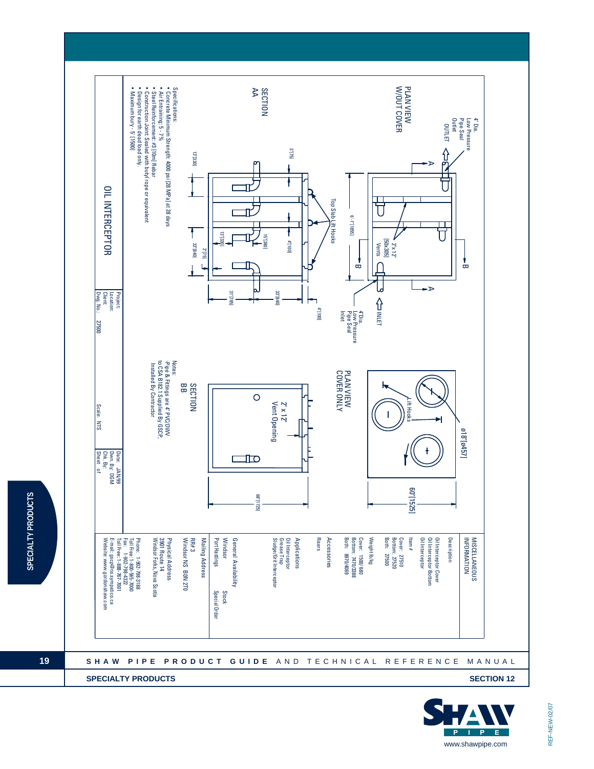# OIL INTERCEPTOR

## PLAN VIEW W/OUT COVER

- 4" Dia. Low Pressure Pipe Seal Outlet
- OUTLET
- INLET
- 4" Dia. Low Pressure Pipe Seal Inlet
- 2" x 12" [50x305] Vents
- 6'-1" [1855]
- A
- B

## SECTION AA

- Top Slab Lift Hooks
- 3" [75]
- 13" [330]
- 4" [100]
- 15" [380]
- 13" [330]
- 33" [840]
- 3" [75]
- 33" [840]
- 31" [785]
- 4" [100]

## PLAN VIEW COVER ONLY

- Lift Hooks
- ø18" [ø457]
- 60" [1525]

## SECTION BB

- 2" x 12" Vent Opening
- 68" [1725]

**Specifications:**

- Concrete Minimum Strength: 4000 psi [28 MPa] at 28 days
- Air Entraining: 5 - 7%
- Steel Reinforcement: #3 [10m] Rebar
- Construction Joint: Sealed with butyl rope or equivalent
- Design for earth dead load only.
- Maximum bury - 5' [1500]

**Notes:**

-Pipe & Fittings are 4" PVC/DWV to CSA B182.1 Supplied By GSCP, Installed By Contractor

| | |
|---|---|
| Project: | |
| Location: | |
| Client: | |
| Dwg. No.: 27500 | Scale: NTS |
| Date: JAN/99 | |
| Dwn. By: DGM | |
| Chk. By: | |
| Sheet of | |

## MISCELLANEOUS INFORMATION

**Description**
Oil Interceptor Cover
Oil Interceptor Bottom
Oil Interceptor

**Item #**
Cover: 27510
Bottom: 27520
Both: 27500

**Weight lb/kg**
Cover: 1500/680
Bottom: 7470/3388
Both: 8970/4069

**Accessories**
Risers

**Applications**
Oil Interceptor
Grease Trap
Sludge/Grit Interceptor

**General Availability**

| | |
|---|---|
| Windsor | Stock |
| Port Hastings | Special Order |

**Mailing Address**
RR# 3
Windsor NS B0N 2T0

**Physical Address**
3901 Route 14
Windsor Forks, Nova Scotia

Phone: 1-902-798-3188
Toll Free: 1-800-565-7000
Fax: 1-902-798-4322
Toll Free: 1-888-787-7001
E-mail: gscp@ns.sympatico.ca
Website: www.gordonshaw.com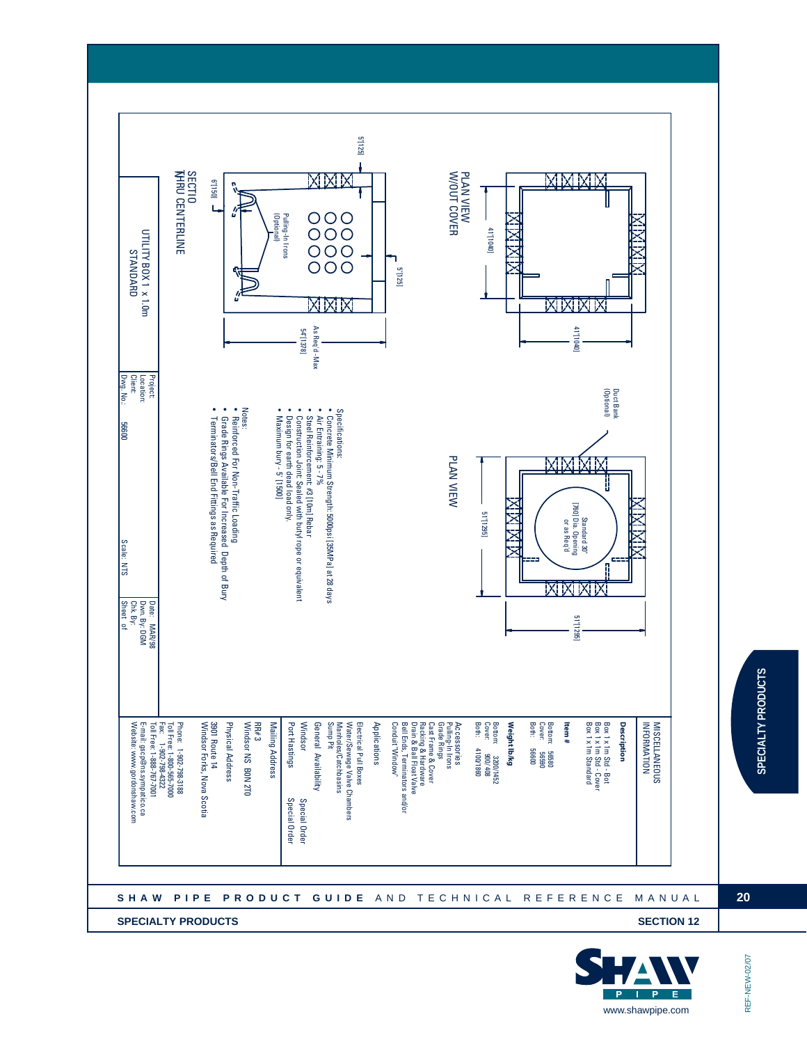## UTILITY BOX 1 x 1.0m STANDARD

### PLAN VIEW W/OUT COVER

41"[1040]

41"[1040]

### PLAN VIEW

Duct Bank (Optional)

Standard 30" [760] Dia. Opening or as Req'd

51"[1295]

51"[1295]

### SECTION THRU CENTERLINE

5"[125]

5"[125]

6"[150]

Pulling-In Irons (Optional)

As Req'd - Max 54"[1378]

**Specifications:**

- Concrete Minimum Strength: 5000psi [35MPa] at 28 days
- Air Entraining: 5 - 7%
- Steel Reinforcement: #3 [10m] Rebar
- Construction Joint Sealed with butyl rope or equivalent
- Design for earth dead load only.
- Maximum bury - 5' [1500]

**Notes:**

- Reinforced For Non-Traffic Loading
- Grade Rings Available For Increased Depth of Bury
- Terminators/Bell End Fittings as Required

| Project: | |
|---|---|
| Location: | |
| Client: | |
| Dwg. No.: | 56600 |
| Scale: | NTS |
| Date: | MAR/98 |
| Dwn. By: | DGM |
| Chk. By: | |
| Sheet | of |

### MISCELLANEOUS INFORMATION

**Description**

Box 1 x 1m Std - Bot
Box 1 x 1m Std - Cover
Box 1 x 1m Standard

**Item #**

Bottom: 56580
Cover: 56590
Both: 56600

**Weight lb/kg**

Bottom: 3200/1452
Cover: 900/408
Both: 4100/1860

**Accessories**

Pulling-In Irons
Grade Rings
Cast Frame & Cover
Racking & Hardware
Drain & Ball Float Valve
Bell Ends, Terminators and/or Conduit "Window"

**Applications**

Electrical Pull Boxes
Water/Sewage Valve Chambers
Manholes/Catchbasins
Sump Pit

**General Availability**

Windsor — Special Order
Port Hastings — Special Order

**Mailing Address**

RR#3
Windsor NS B0N 2T0

**Physical Address**

3901 Route 14
Windsor Forks, Nova Scotia

Phone: 1-902-798-3188
Toll Free: 1-800-565-7000
Fax: 1-902-798-4322
Toll Free: 1-888-767-7001
E-mail: gscp@ns.sympatico.ca
Website: www.gordonshaw.com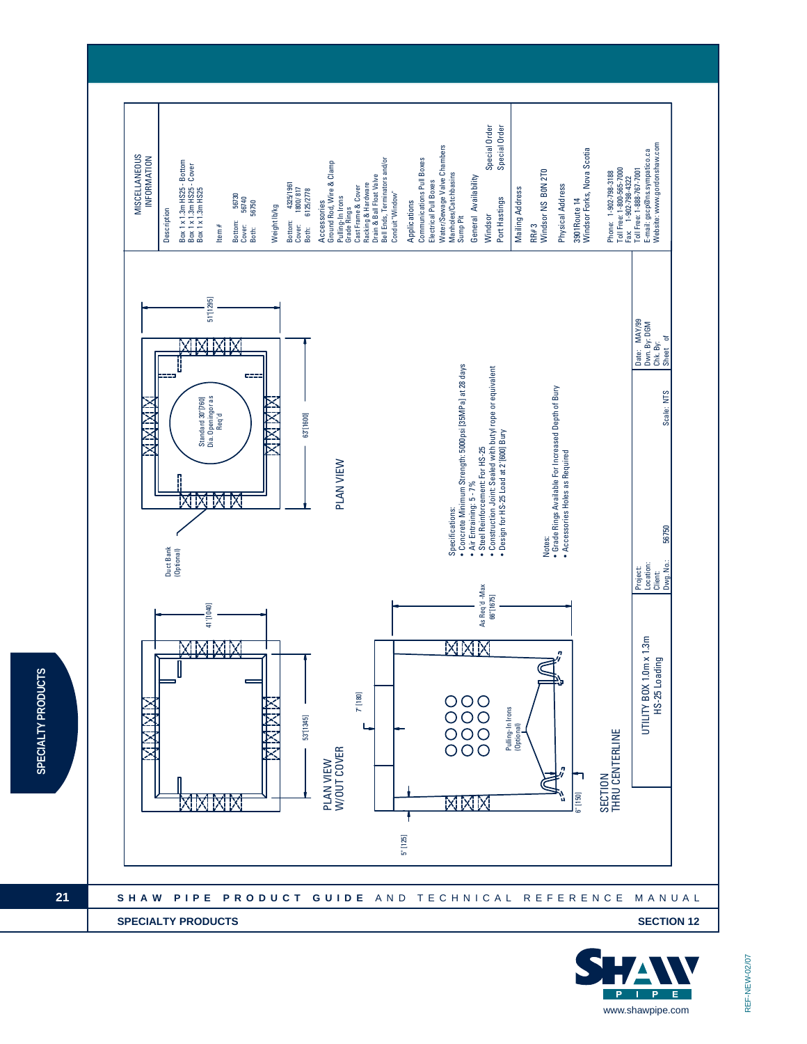## MISCELLANEOUS INFORMATION

**Description**

Box 1 x 1.3m HS25 - Bottom
Box 1 x 1.3m HS25 - Cover
Box 1 x 1.3m HS25

**Item #**

Bottom: 56730
Cover: 56740
Both: 56750

**Weight lb/kg**

Bottom: 4325/1961
Cover: 1800/817
Both: 6125/2778

**Accessories**

Ground Rod, Wire & Clamp
Pulling-In Irons
Grade Rings
Cast Frame & Cover
Racking & Hardware
Drain & Ball Float Valve
Bell Ends, Terminators and/or Conduit "Window"

**Applications**

Communications Pull Boxes
Electrical Pull Boxes
Water/Sewage Valve Chambers
Manholes/Catchbasins
Sump Pit

**General Availability**

Windsor — Special Order
Port Hastings — Special Order

**Mailing Address**

RR# 3
Windsor NS B0N 2T0

**Physical Address**

3901 Route 14
Windsor Forks, Nova Scotia

Phone: 1-902-798-3188
Toll Free: 1-800-565-7000
Fax: 1-902-798-4322
Toll Free: 1-888-767-7001
E-mail: gscp@ns.sympatico.ca
Website: www.gordonshaw.com

---

PLAN VIEW W/OUT COVER

41"[1040]
53"[1345]
5" [125]

Duct Bank (Optional)

PLAN VIEW

51"[1295]
63"[1600]
Standard 30"[760] Dia. Opening or as Req'd

SECTION THRU CENTERLINE

7" [180]
6" [150]
As Req'd -Max 66"[1675]
Pulling-In Irons (Optional)

**Specifications:**

- Concrete Minimum Strength: 5000psi [35MPa] at 28 days
- Air Entraining: 5 - 7%
- Steel Reinforcement: For HS-25
- Construction Joint: Sealed with butyl rope or equivalent
- Design for HS-25 Load at 2'[600] Bury

**Notes:**

- Grade Rings Available For Increased Depth of Bury
- Accessories Holes as Required

| UTILITY BOX 1.0m x 1.3m HS-25 Loading | Project: | Date: MAY/99 |
|---|---|---|
| | Location: | Dwn. By: DGM |
| | Client: | Chk. By: |
| | Dwg. No.: 56750 — Scale: NTS | Sheet of |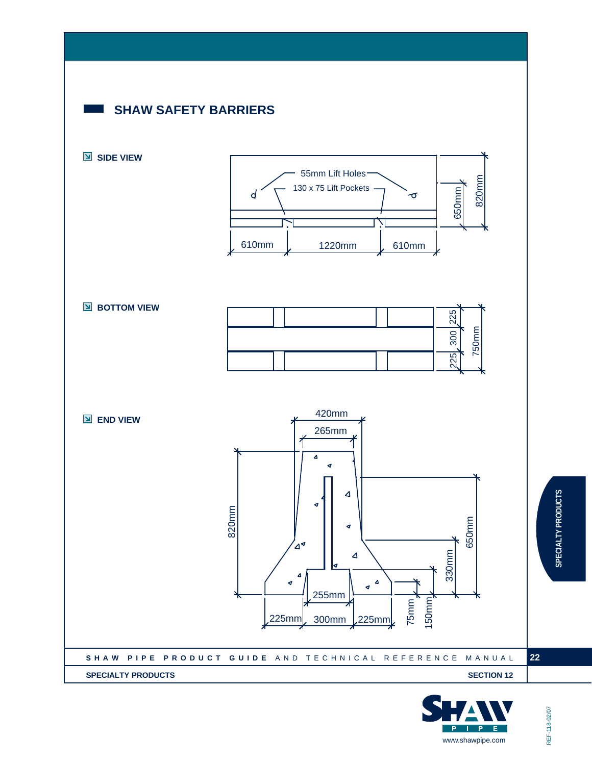## SHAW SAFETY BARRIERS

**SIDE VIEW**

55mm Lift Holes

130 x 75 Lift Pockets

610mm 1220mm 610mm

650mm 820mm

**BOTTOM VIEW**

225 300 225 750mm

**END VIEW**

420mm

265mm

820mm

650mm

330mm

255mm

225mm 300mm 225mm

75mm 150mm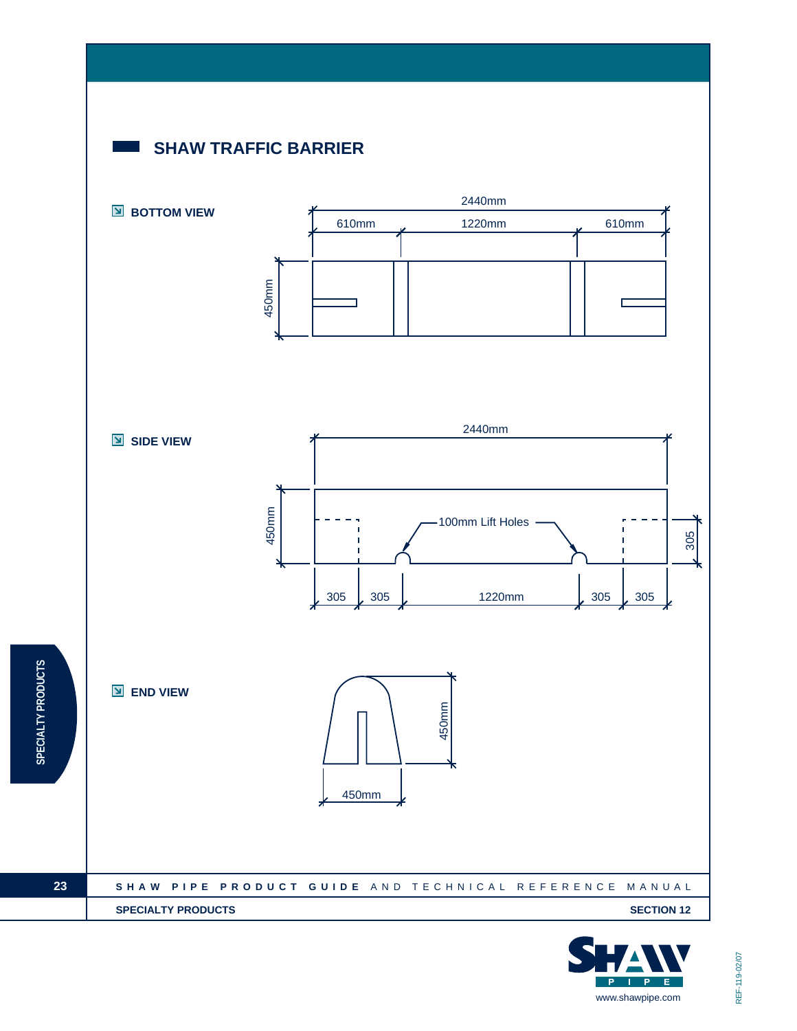## SHAW TRAFFIC BARRIER

**BOTTOM VIEW**

2440mm

610mm 1220mm 610mm

450mm

**SIDE VIEW**

2440mm

450mm

100mm Lift Holes

305

305 305 1220mm 305 305

**END VIEW**

450mm

450mm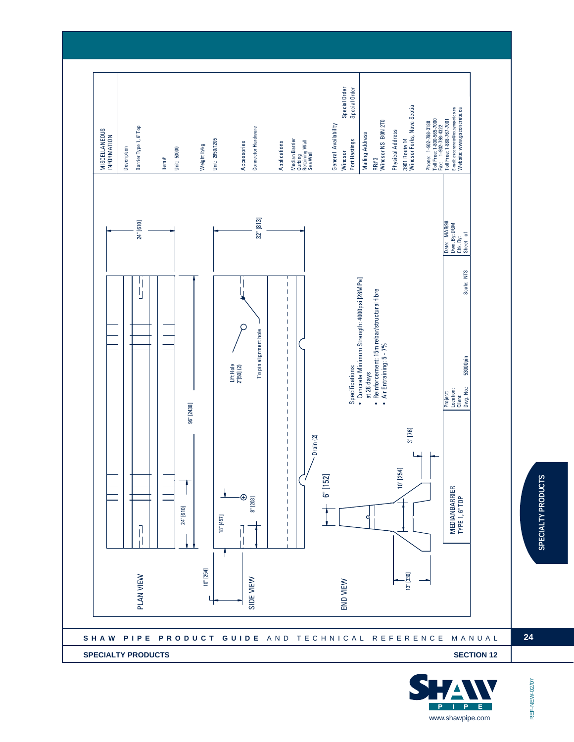## MEDIAN BARRIER TYPE 1, 6" TOP

### MISCELLANEOUS INFORMATION

**Description**
Barrier Type 1, 6" Top

**Item #**
Unit: 53000

**Weight lb/kg**
Unit: 2650/1205

**Accessories**
Connector Hardware

**Applications**
- Median Barrier
- Curbing
- Retaining Wall
- Sea Wall

**General Availability**

| Location | Availability |
|---|---|
| Windsor | Special Order |
| Port Hastings | Special Order |

**Mailing Address**
RR#3
Windsor NS B0N 2T0

**Physical Address**
3901 Route 14
Windsor Forks, Nova Scotia

Phone: 1-902-798-3188
Toll Free: 1-800-565-7000
Fax: 1-902-798-4322
Toll Free: 1-888-767-7001
E-mail: gsconcrete@ns.sympatico.ca
Website: www.gsconcrete.ca

### PLAN VIEW

24" [610]
96" [2438]
24" [610]

### SIDE VIEW

10" [254]
18" [457]
8" [203]
32" [813]
Lift Hole 2" [50] (2)
1" ø pin alignment hole
Drain (2)

### END VIEW

6" [152]
10" [254]
3" [76]
13" [330]

**Specifications:**
- Concrete Minimum Strength: 4000psi [28MPa] at 28 days
- Reinforcement: 15m rebar/structural fibre
- Air Entraining: 5 - 7%

| | |
|---|---|
| MEDIAN BARRIER TYPE 1, 6" TOP | Project: / Location: / Client: / Dwg. No.: 53000pin |
| Scale: NTS | Date: MAR98 / Dwn. By: DGM / Chk. By: / Sheet of |

SPECIALTY PRODUCTS

REF-NEW-02/07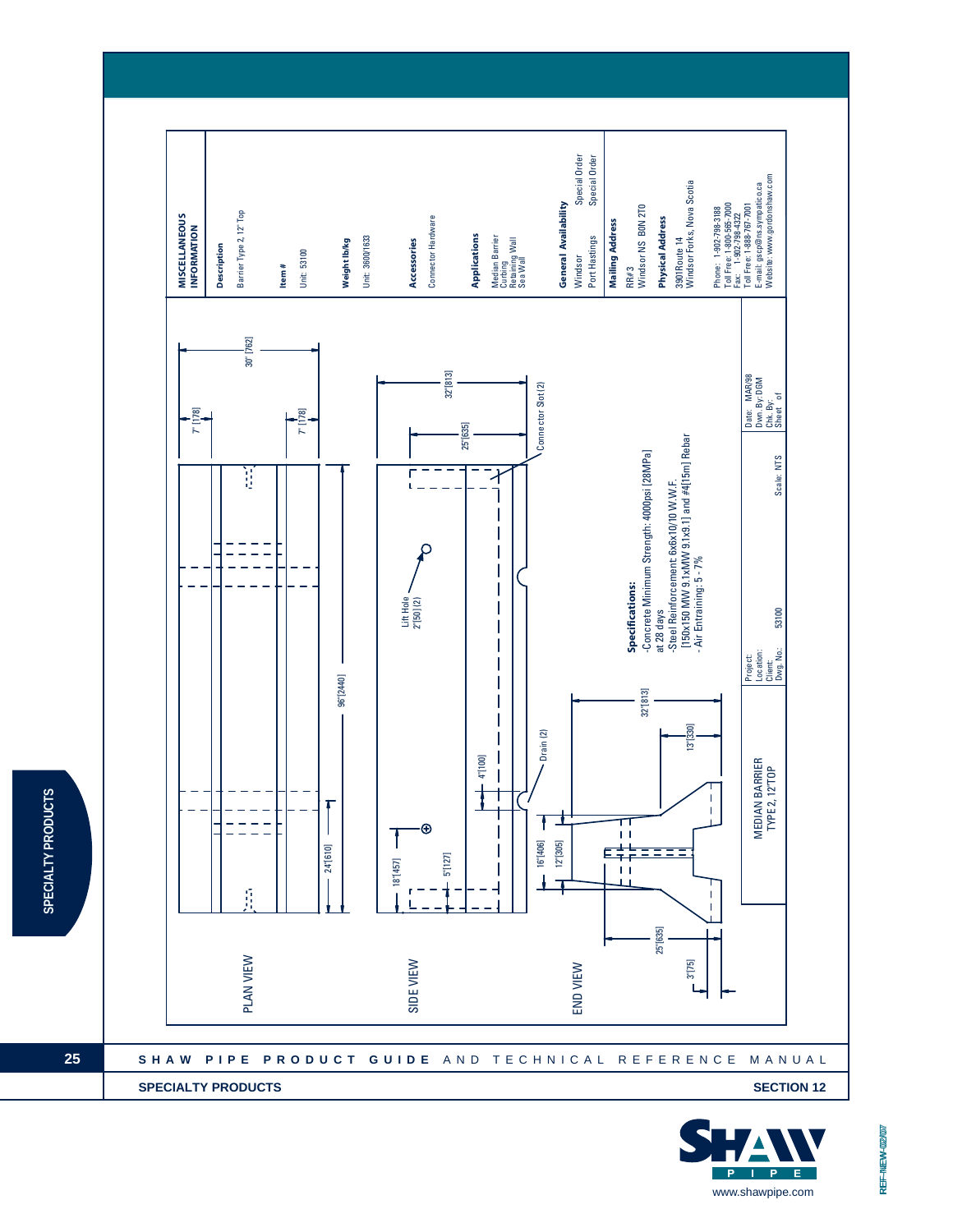## MISCELLANEOUS INFORMATION

**Description**

Barrier Type 2, 12" Top

**Item #**

Unit: 53100

**Weight lb/kg**

Unit: 3600/1633

**Accessories**

Connector Hardware

**Applications**

Median Barrier
Curbing
Retaining Wall
Sea Wall

**General Availability**

| | |
|---|---|
| Windsor | Special Order |
| Port Hastings | Special Order |

**Mailing Address**

RR#3
Windsor NS B0N 2T0

**Physical Address**

3901Route 14
Windsor Forks, Nova Scotia

Phone: 1-902-798-3188
Toll Free: 1-800-565-7000
Fax: 1-902-798-4322
Toll Free: 1-888-767-7001
E-mail: gscp@ns.sympatico.ca
Website: www.gordonshaw.com

PLAN VIEW

7" [178]

30" [762]

7" [178]

96"[2440]

24"[610]

SIDE VIEW

32"[813]

25"[635]

Connector Slot (2)

Lift Hole
2"[50] (2)

4"[100]

18"[457]

5"[127]

Drain (2)

END VIEW

16"[406]

12"[305]

32"[813]

13"[330]

25"[635]

3"[75]

**Specifications:**

- Concrete Minimum Strength: 4000psi [28MPa] at 28 days
- Steel Reinforcement: 6x6x10/10 W.W.F. [150x150 MW 9.1xMW 9.1] and #4[15m] Rebar
- Air Entraining: 5 - 7%

MEDIAN BARRIER
TYPE 2, 12"TOP

| | |
|---|---|
| Project: | |
| Location: | |
| Client: | |
| Dwg. No.: | 53100 |
| Scale: | NTS |
| Date: | MAR/98 |
| Dwn. By: | DGM |
| Chk. By: | |
| Sheet | of |

SHAW PIPE PRODUCT GUIDE AND TECHNICAL REFERENCE MANUAL

SPECIALTY PRODUCTS — SECTION 12

SHAW PIPE
www.shawpipe.com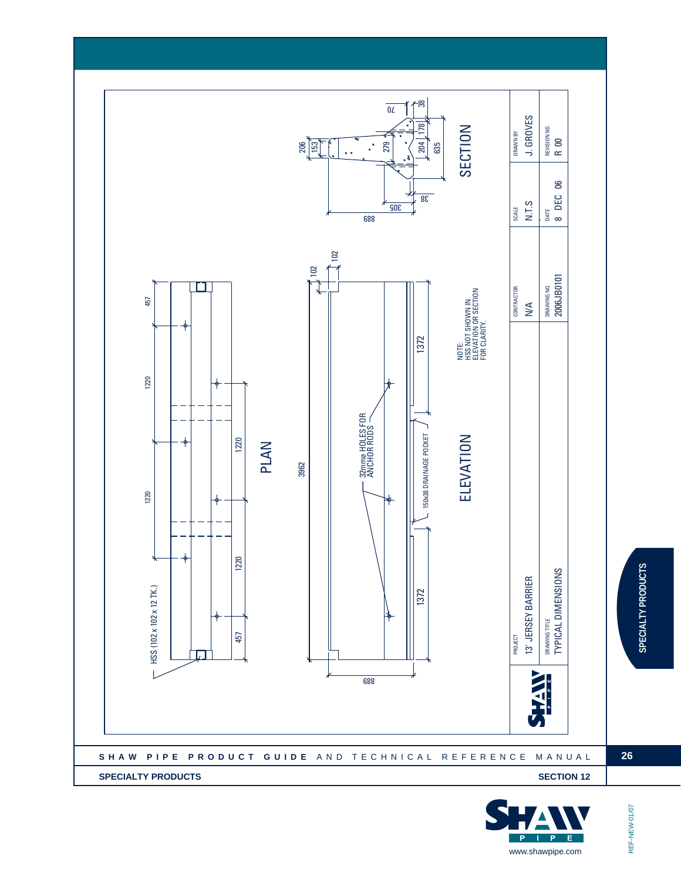## PLAN

HSS (102 x 102 x 12 TK.)

457 — 1220 — 1220 — 1220 — 457

## ELEVATION

3962

102

102

1372

1372

32mmø HOLES FOR ANCHOR RODS

150x38 DRAINAGE POCKET

688

## SECTION

206

153

279

204

178

38

70

635

38

305

688

NOTE:
HSS NOT SHOWN IN ELEVATION OR SECTION FOR CLARITY.

| PROJECT | CONTRACTOR | SCALE | DRAWN BY |
|---|---|---|---|
| 13' JERSEY BARRIER | N/A | N.T.S | J. GROVES |
| DRAWING TITLE | DRAWING NO. | DATE | REVISION NO. |
| TYPICAL DIMENSIONS | 2006JB0101 | 8 DEC 06 | R 00 |

SHAW PIPE PRODUCT GUIDE AND TECHNICAL REFERENCE MANUAL

SPECIALTY PRODUCTS

SECTION 12

www.shawpipe.com

REF-NEW-01/07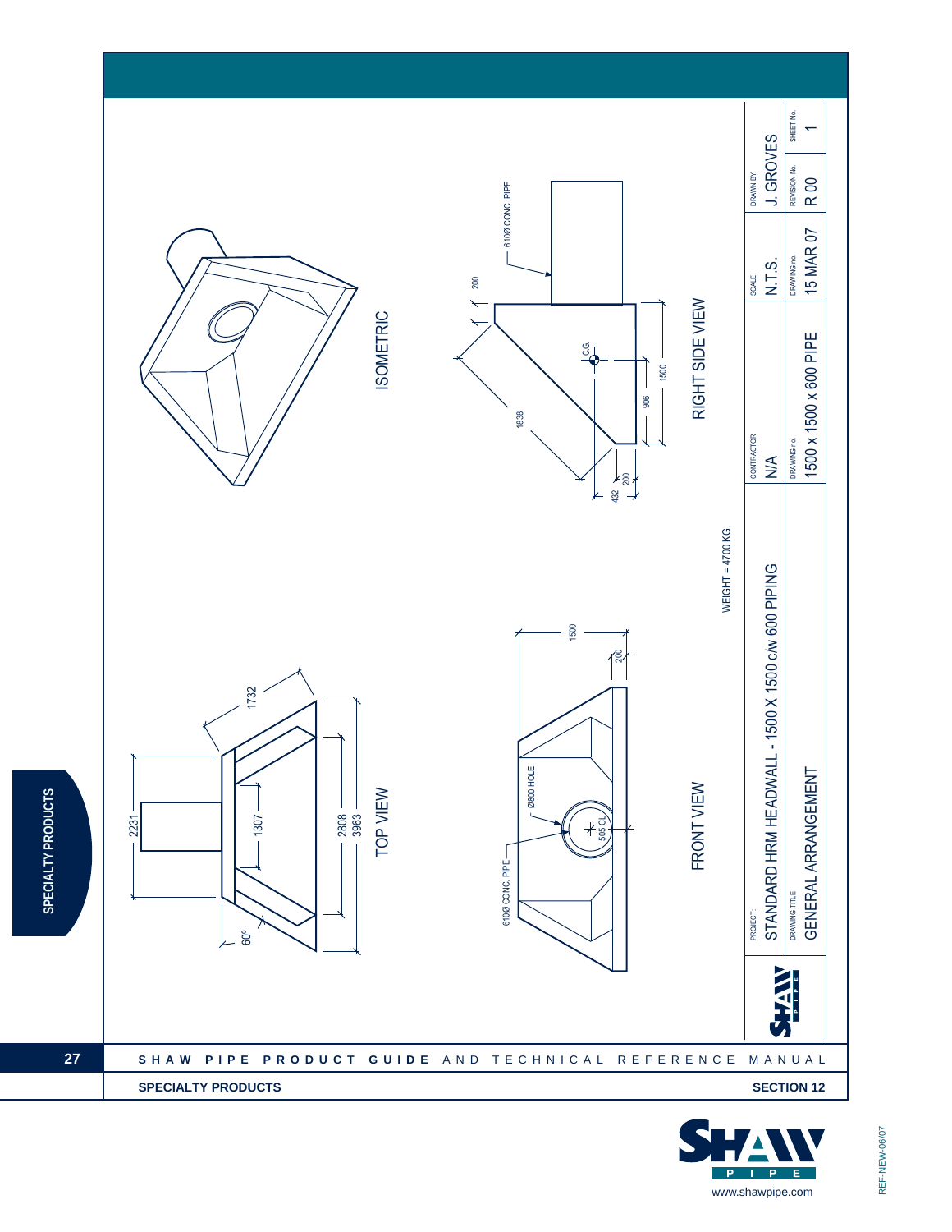TOP VIEW

2231
1307
1732
2808
3963
60°

ISOMETRIC

FRONT VIEW

610Ø CONC. PIPE
Ø800 HOLE
505 CL
1500
200

RIGHT SIDE VIEW

610Ø CONC. PIPE
200
1838
C.G.
906
1500
432
200

WEIGHT = 4700 KG

| PROJECT: | CONTRACTOR | SCALE | DRAWN BY | SHEET No. |
|---|---|---|---|---|
| STANDARD HRM HEADWALL - 1500 X 1500 c/w 600 PIPING | N/A | N.T.S. | J. GROVES | 1 |
| DRAWING TITLE | DRAWING no. | DRAWING no. | REVISION No. | |
| GENERAL ARRANGEMENT | 1500 x 1500 x 600 PIPE | 15 MAR 07 | R 00 | |

SPECIALTY PRODUCTS

SECTION 12

REF-NEW-06/07

www.shawpipe.com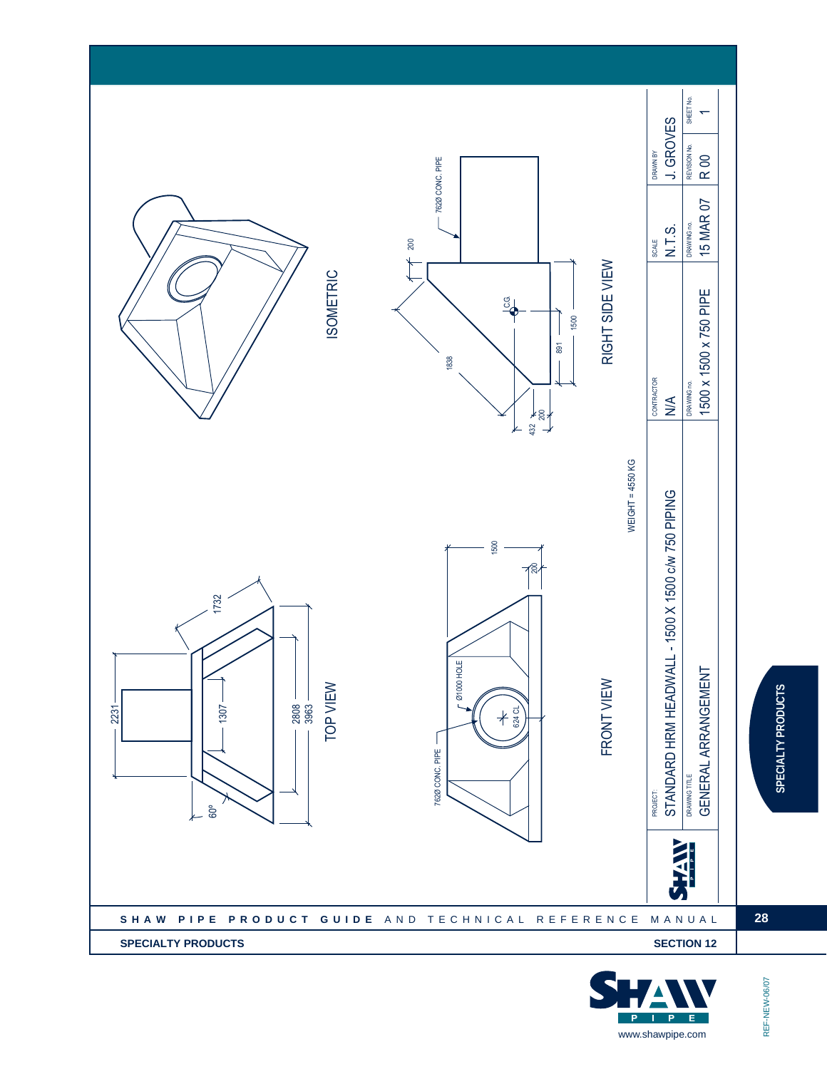TOP VIEW

2231

1732

1307

2808

3963

60°

ISOMETRIC

RIGHT SIDE VIEW

762Ø CONC. PIPE

200

1838

C.G.

891

1500

432

200

FRONT VIEW

762Ø CONC. PIPE

Ø1000 HOLE

624 CL

1500

200

WEIGHT = 4550 KG

| PROJECT: | | CONTRACTOR | SCALE | DRAWN BY |
|---|---|---|---|---|
| STANDARD HRM HEADWALL - 1500 X 1500 c/w 750 PIPING | | N/A | N.T.S. | J. GROVES |
| DRAWING TITLE | | DRAWING no. | DRAWING no. | REVISION No. | SHEET No. |
| GENERAL ARRANGEMENT | | 1500 x 1500 x 750 PIPE | 15 MAR 07 | R 00 | 1 |

SHAW PIPE PRODUCT GUIDE AND TECHNICAL REFERENCE MANUAL

SPECIALTY PRODUCTS

SECTION 12

www.shawpipe.com

REF-NEW-06/07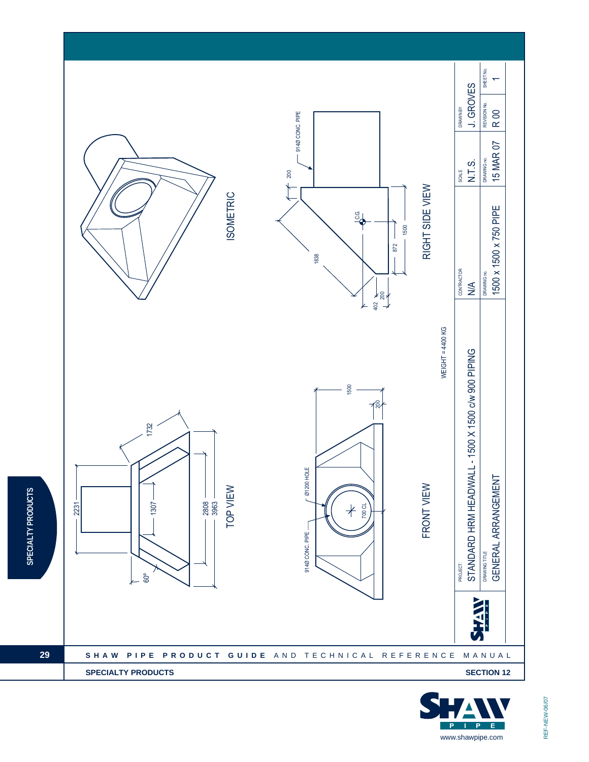## ISOMETRIC

## TOP VIEW

2231

1732

1307

2808

3963

60°

## FRONT VIEW

914Ø CONC. PIPE

Ø1200 HOLE

700 CL

1500

200

## RIGHT SIDE VIEW

914Ø CONC. PIPE

200

C.G.

1838

872

1500

402

200

WEIGHT = 4400 KG

| PROJECT: | CONTRACTOR | SCALE | DRAWN BY | |
|---|---|---|---|---|
| STANDARD HRM HEADWALL - 1500 X 1500 c/w 900 PIPING | N/A | N.T.S. | J. GROVES | |
| DRAWING TITLE | DRAWING no. | DRAWING no. | REVISION No. | SHEET No. |
| GENERAL ARRANGEMENT | 1500 x 1500 x 750 PIPE | 15 MAR 07 | R 00 | 1 |

SHAW PIPE PRODUCT GUIDE AND TECHNICAL REFERENCE MANUAL

SPECIALTY PRODUCTS

SECTION 12

www.shawpipe.com

REF-NEW-06/07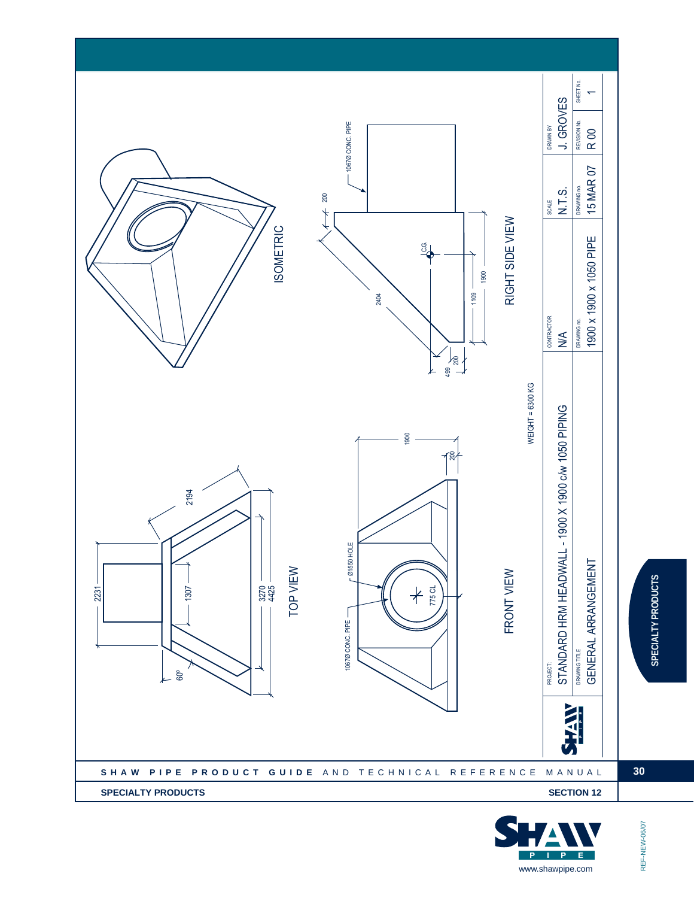ISOMETRIC

TOP VIEW

2194

2231

1307

3270
4425

60°

FRONT VIEW

1067Ø CONC. PIPE

Ø1550 HOLE

775 CL

1900

200

RIGHT SIDE VIEW

1067Ø CONC. PIPE

200

2404

C.G.

1900

1109

499

200

WEIGHT = 6300 KG

| PROJECT: STANDARD HRM HEADWALL - 1900 X 1900 c/w 1050 PIPING | CONTRACTOR N/A | SCALE N.T.S. | DRAWN BY J. GROVES | |
|---|---|---|---|---|
| DRAWING TITLE GENERAL ARRANGEMENT | DRAWING no. 1900 x 1900 x 1050 PIPE | DRAWING no. 15 MAR 07 | REVISION No. R 00 | SHEET No. 1 |

**SHAW PIPE PRODUCT GUIDE** AND TECHNICAL REFERENCE MANUAL

**SPECIALTY PRODUCTS** **SECTION 12**

**SPECIALTY PRODUCTS**

www.shawpipe.com

REF-NEW-06/07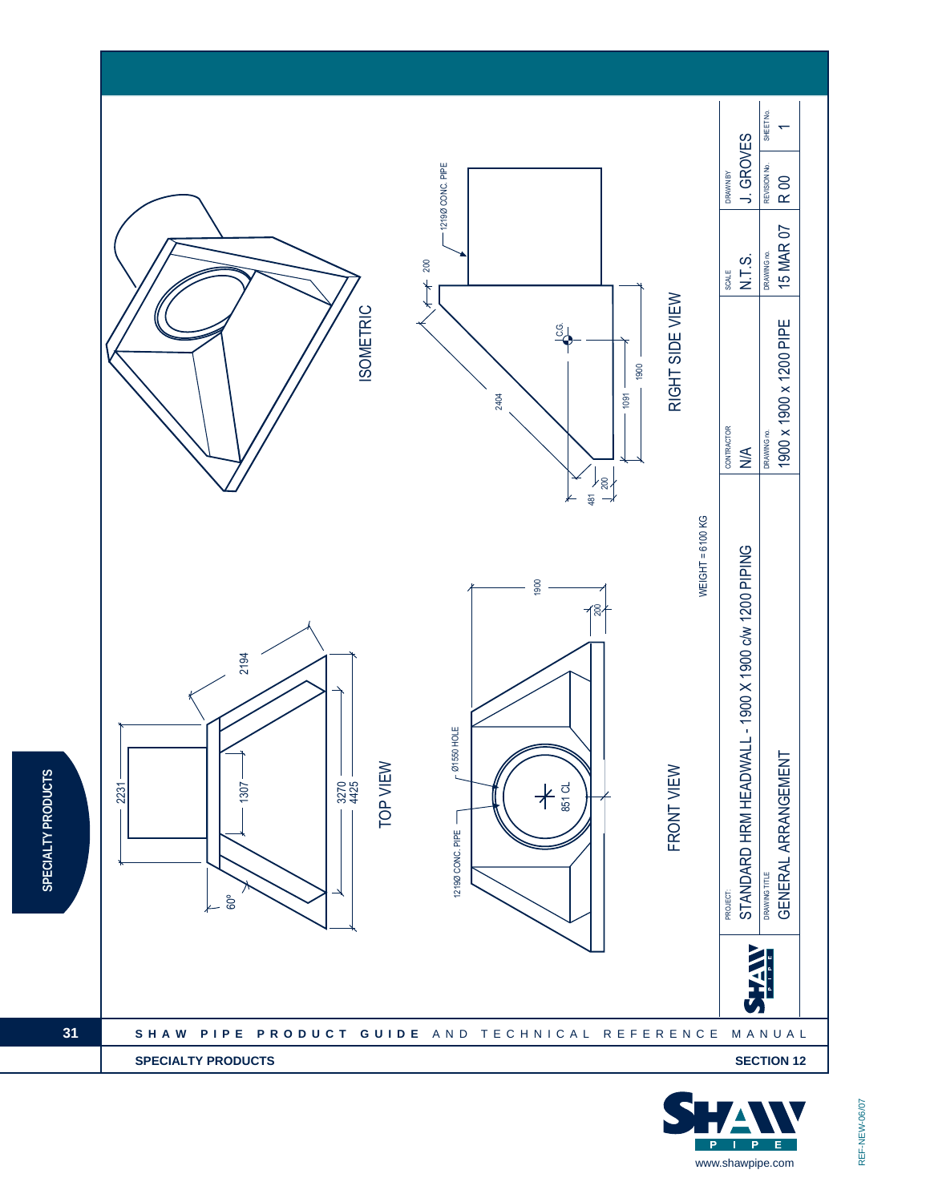ISOMETRIC

RIGHT SIDE VIEW

1219Ø CONC. PIPE

200

C.G.

2404

1091

1900

481

200

TOP VIEW

2194

2231

1307

3270

4425

60°

FRONT VIEW

1900

200

Ø1550 HOLE

1219Ø CONC. PIPE

851 CL

WEIGHT = 6100 KG

| PROJECT: | | CONTRACTOR | SCALE | DRAWN BY | |
|---|---|---|---|---|---|
| STANDARD HRM HEADWALL - 1900 X 1900 c/w 1200 PIPING | | N/A | N.T.S. | J. GROVES | |
| DRAWING TITLE | | DRAWING no. | DRAWING no. | REVISION No. | SHEET No. |
| GENERAL ARRANGEMENT | | 1900 x 1900 x 1200 PIPE | 15 MAR 07 | R 00 | 1 |

SPECIALTY PRODUCTS

SHAW PIPE PRODUCT GUIDE AND TECHNICAL REFERENCE MANUAL

SPECIALTY PRODUCTS — SECTION 12

www.shawpipe.com

REF-NEW-06/07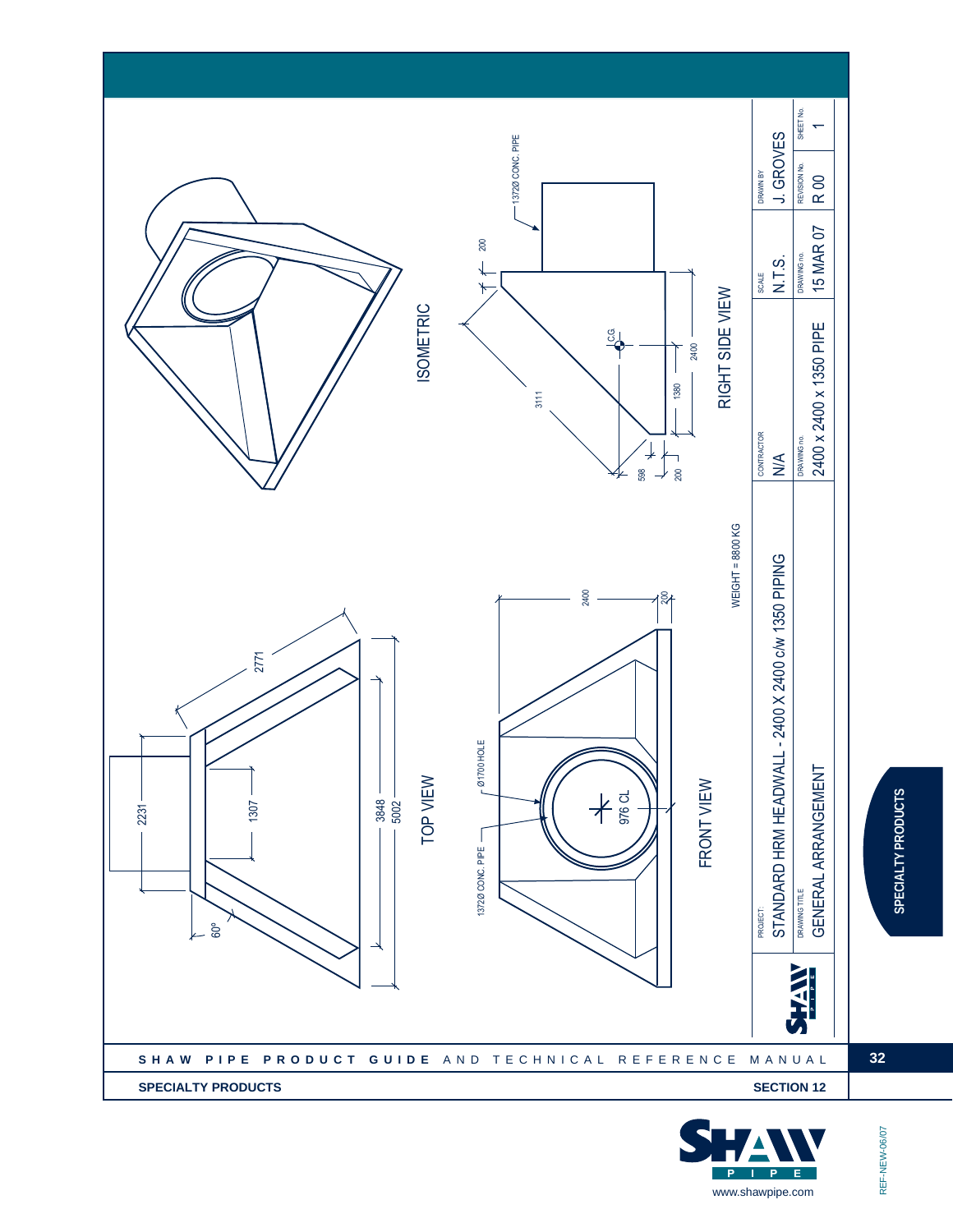## TOP VIEW

2231

1307

2771

3848

5002

60°

## FRONT VIEW

1372Ø CONC. PIPE

Ø1700 HOLE

976 CL

2400

200

WEIGHT = 8800 KG

## ISOMETRIC

## RIGHT SIDE VIEW

1372Ø CONC. PIPE

200

3111

C.G

598

200

1380

2400

| PROJECT: | CONTRACTOR | SCALE | DRAWN BY | SHEET No. |
|---|---|---|---|---|
| STANDARD HRM HEADWALL - 2400 X 2400 c/w 1350 PIPING | N/A | N.T.S. | J. GROVES | 1 |
| DRAWING TITLE | DRAWING no. | DRAWING no. | REVISION No. | |
| GENERAL ARRANGEMENT | 2400 x 2400 x 1350 PIPE | 15 MAR 07 | R 00 | |

SPECIALTY PRODUCTS

REF-NEW-06/07

www.shawpipe.com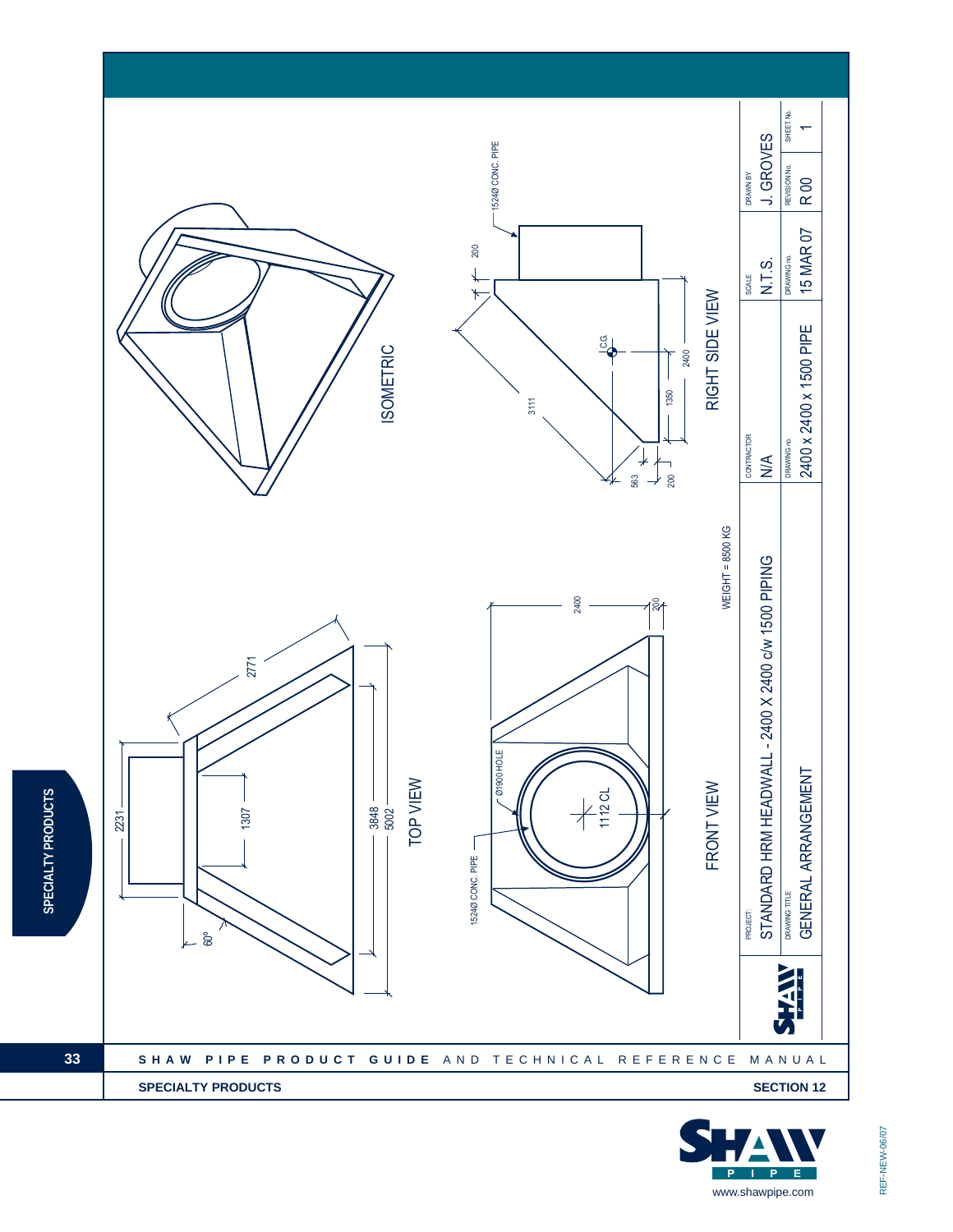TOP VIEW

2231
2771
1307
3848
5002
60°

ISOMETRIC

FRONT VIEW

1524Ø CONC. PIPE
Ø1900 HOLE
1112 CL
2400
200

RIGHT SIDE VIEW

1524Ø CONC. PIPE
200
C.G.
3111
563
200
1350
2400

WEIGHT = 8500 KG

| | | | | |
|---|---|---|---|---|
| PROJECT: STANDARD HRM HEADWALL - 2400 X 2400 c/w 1500 PIPING | CONTRACTOR N/A | SCALE N.T.S. | DRAWN BY J. GROVES | |
| DRAWING TITLE GENERAL ARRANGEMENT | DRAWING no. 2400 x 2400 x 1500 PIPE | DRAWING no. 15 MAR 07 | REVISION No. R 00 | SHEET No. 1 |

SPECIALTY PRODUCTS

SHAW PIPE PRODUCT GUIDE AND TECHNICAL REFERENCE MANUAL

SPECIALTY PRODUCTS | SECTION 12

www.shawpipe.com

REF-NEW-06/07